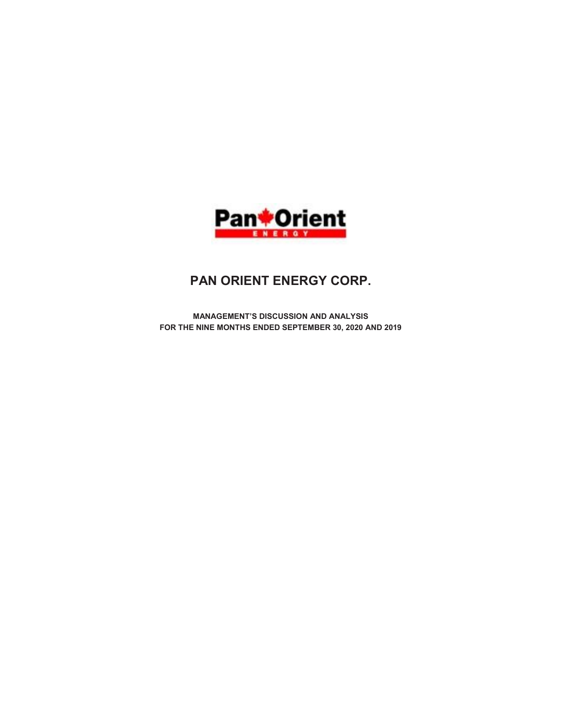# PAN ORIENT ENERGY CORP.

**MANAGEMENT'S DISCUSSION AND ANALYSIS**
**FOR THE NINE MONTHS ENDED SEPTEMBER 30, 2020 AND 2019**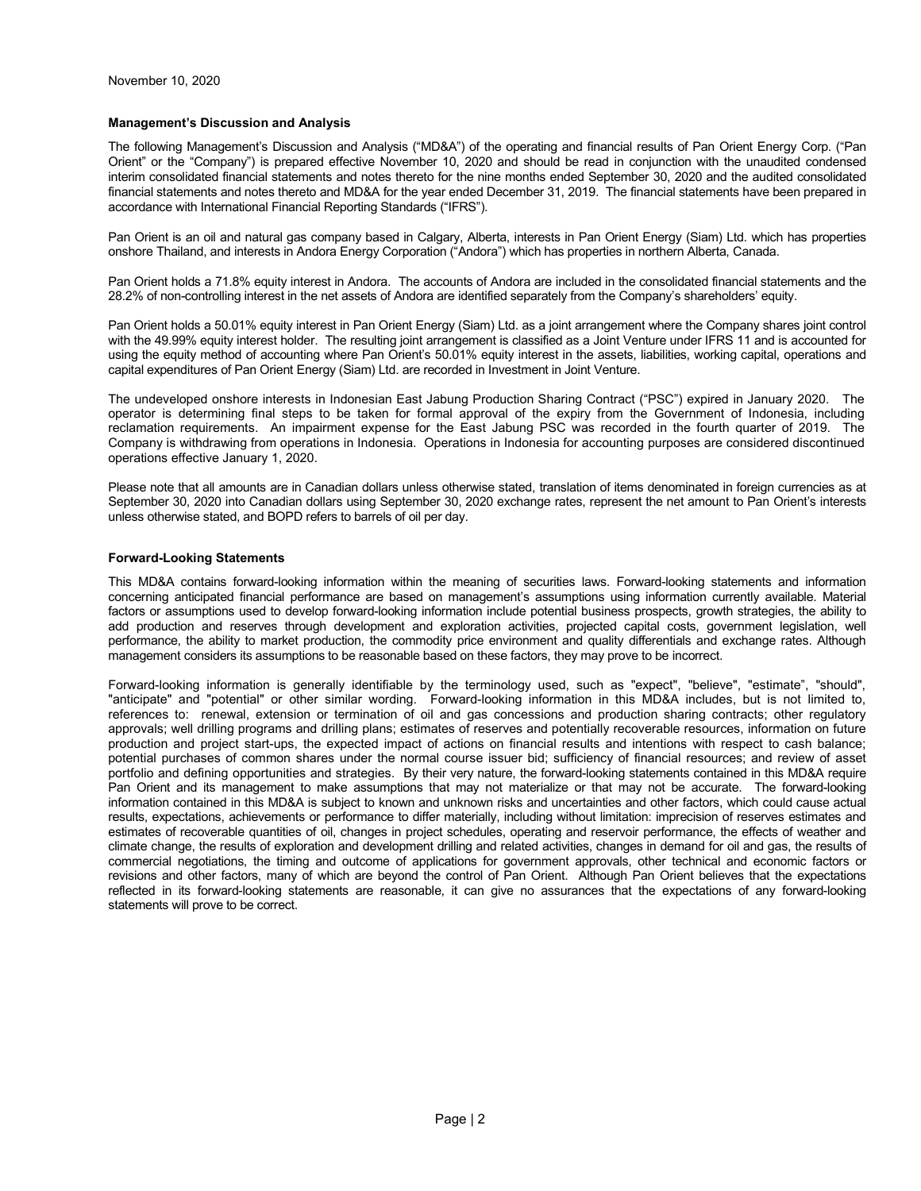November 10, 2020

**Management's Discussion and Analysis**

The following Management's Discussion and Analysis ("MD&A") of the operating and financial results of Pan Orient Energy Corp. ("Pan Orient" or the "Company") is prepared effective November 10, 2020 and should be read in conjunction with the unaudited condensed interim consolidated financial statements and notes thereto for the nine months ended September 30, 2020 and the audited consolidated financial statements and notes thereto and MD&A for the year ended December 31, 2019. The financial statements have been prepared in accordance with International Financial Reporting Standards ("IFRS").

Pan Orient is an oil and natural gas company based in Calgary, Alberta, interests in Pan Orient Energy (Siam) Ltd. which has properties onshore Thailand, and interests in Andora Energy Corporation ("Andora") which has properties in northern Alberta, Canada.

Pan Orient holds a 71.8% equity interest in Andora. The accounts of Andora are included in the consolidated financial statements and the 28.2% of non-controlling interest in the net assets of Andora are identified separately from the Company's shareholders' equity.

Pan Orient holds a 50.01% equity interest in Pan Orient Energy (Siam) Ltd. as a joint arrangement where the Company shares joint control with the 49.99% equity interest holder. The resulting joint arrangement is classified as a Joint Venture under IFRS 11 and is accounted for using the equity method of accounting where Pan Orient's 50.01% equity interest in the assets, liabilities, working capital, operations and capital expenditures of Pan Orient Energy (Siam) Ltd. are recorded in Investment in Joint Venture.

The undeveloped onshore interests in Indonesian East Jabung Production Sharing Contract ("PSC") expired in January 2020. The operator is determining final steps to be taken for formal approval of the expiry from the Government of Indonesia, including reclamation requirements. An impairment expense for the East Jabung PSC was recorded in the fourth quarter of 2019. The Company is withdrawing from operations in Indonesia. Operations in Indonesia for accounting purposes are considered discontinued operations effective January 1, 2020.

Please note that all amounts are in Canadian dollars unless otherwise stated, translation of items denominated in foreign currencies as at September 30, 2020 into Canadian dollars using September 30, 2020 exchange rates, represent the net amount to Pan Orient's interests unless otherwise stated, and BOPD refers to barrels of oil per day.

**Forward-Looking Statements**

This MD&A contains forward-looking information within the meaning of securities laws. Forward-looking statements and information concerning anticipated financial performance are based on management's assumptions using information currently available. Material factors or assumptions used to develop forward-looking information include potential business prospects, growth strategies, the ability to add production and reserves through development and exploration activities, projected capital costs, government legislation, well performance, the ability to market production, the commodity price environment and quality differentials and exchange rates. Although management considers its assumptions to be reasonable based on these factors, they may prove to be incorrect.

Forward-looking information is generally identifiable by the terminology used, such as "expect", "believe", "estimate", "should", "anticipate" and "potential" or other similar wording. Forward-looking information in this MD&A includes, but is not limited to, references to: renewal, extension or termination of oil and gas concessions and production sharing contracts; other regulatory approvals; well drilling programs and drilling plans; estimates of reserves and potentially recoverable resources, information on future production and project start-ups, the expected impact of actions on financial results and intentions with respect to cash balance; potential purchases of common shares under the normal course issuer bid; sufficiency of financial resources; and review of asset portfolio and defining opportunities and strategies. By their very nature, the forward-looking statements contained in this MD&A require Pan Orient and its management to make assumptions that may not materialize or that may not be accurate. The forward-looking information contained in this MD&A is subject to known and unknown risks and uncertainties and other factors, which could cause actual results, expectations, achievements or performance to differ materially, including without limitation: imprecision of reserves estimates and estimates of recoverable quantities of oil, changes in project schedules, operating and reservoir performance, the effects of weather and climate change, the results of exploration and development drilling and related activities, changes in demand for oil and gas, the results of commercial negotiations, the timing and outcome of applications for government approvals, other technical and economic factors or revisions and other factors, many of which are beyond the control of Pan Orient. Although Pan Orient believes that the expectations reflected in its forward-looking statements are reasonable, it can give no assurances that the expectations of any forward-looking statements will prove to be correct.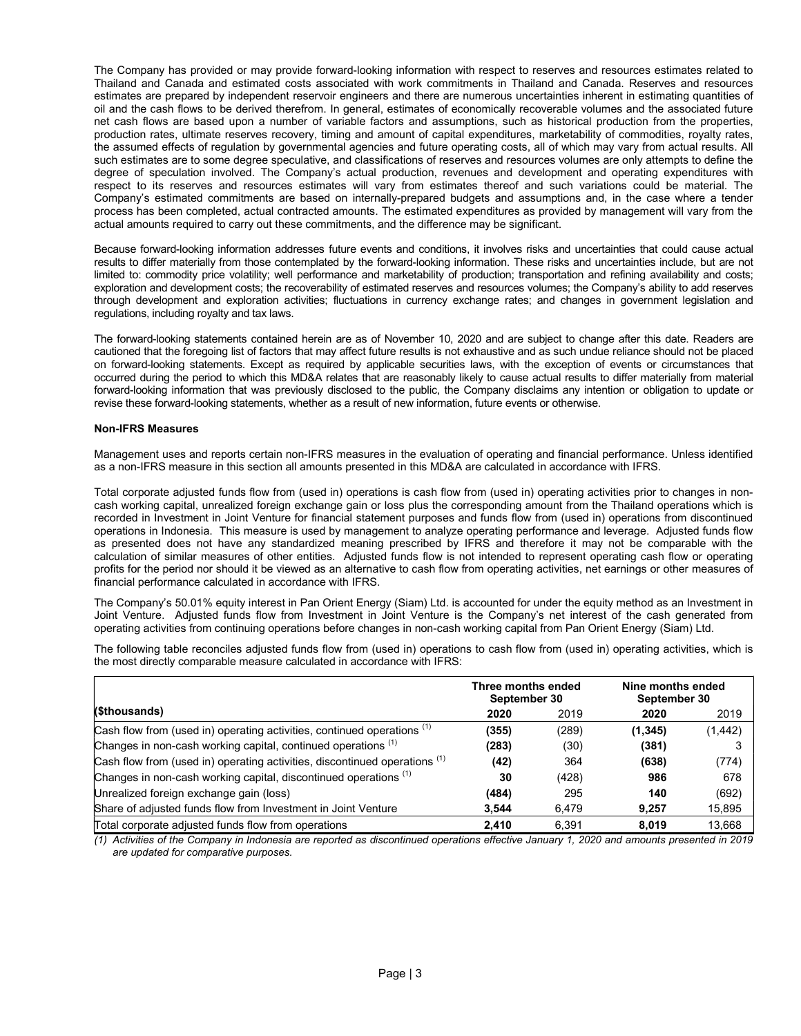The Company has provided or may provide forward-looking information with respect to reserves and resources estimates related to Thailand and Canada and estimated costs associated with work commitments in Thailand and Canada. Reserves and resources estimates are prepared by independent reservoir engineers and there are numerous uncertainties inherent in estimating quantities of oil and the cash flows to be derived therefrom. In general, estimates of economically recoverable volumes and the associated future net cash flows are based upon a number of variable factors and assumptions, such as historical production from the properties, production rates, ultimate reserves recovery, timing and amount of capital expenditures, marketability of commodities, royalty rates, the assumed effects of regulation by governmental agencies and future operating costs, all of which may vary from actual results. All such estimates are to some degree speculative, and classifications of reserves and resources volumes are only attempts to define the degree of speculation involved. The Company's actual production, revenues and development and operating expenditures with respect to its reserves and resources estimates will vary from estimates thereof and such variations could be material. The Company's estimated commitments are based on internally-prepared budgets and assumptions and, in the case where a tender process has been completed, actual contracted amounts. The estimated expenditures as provided by management will vary from the actual amounts required to carry out these commitments, and the difference may be significant.

Because forward-looking information addresses future events and conditions, it involves risks and uncertainties that could cause actual results to differ materially from those contemplated by the forward-looking information. These risks and uncertainties include, but are not limited to: commodity price volatility; well performance and marketability of production; transportation and refining availability and costs; exploration and development costs; the recoverability of estimated reserves and resources volumes; the Company's ability to add reserves through development and exploration activities; fluctuations in currency exchange rates; and changes in government legislation and regulations, including royalty and tax laws.

The forward-looking statements contained herein are as of November 10, 2020 and are subject to change after this date. Readers are cautioned that the foregoing list of factors that may affect future results is not exhaustive and as such undue reliance should not be placed on forward-looking statements. Except as required by applicable securities laws, with the exception of events or circumstances that occurred during the period to which this MD&A relates that are reasonably likely to cause actual results to differ materially from material forward-looking information that was previously disclosed to the public, the Company disclaims any intention or obligation to update or revise these forward-looking statements, whether as a result of new information, future events or otherwise.

**Non-IFRS Measures**

Management uses and reports certain non-IFRS measures in the evaluation of operating and financial performance. Unless identified as a non-IFRS measure in this section all amounts presented in this MD&A are calculated in accordance with IFRS.

Total corporate adjusted funds flow from (used in) operations is cash flow from (used in) operating activities prior to changes in non-cash working capital, unrealized foreign exchange gain or loss plus the corresponding amount from the Thailand operations which is recorded in Investment in Joint Venture for financial statement purposes and funds flow from (used in) operations from discontinued operations in Indonesia. This measure is used by management to analyze operating performance and leverage. Adjusted funds flow as presented does not have any standardized meaning prescribed by IFRS and therefore it may not be comparable with the calculation of similar measures of other entities. Adjusted funds flow is not intended to represent operating cash flow or operating profits for the period nor should it be viewed as an alternative to cash flow from operating activities, net earnings or other measures of financial performance calculated in accordance with IFRS.

The Company's 50.01% equity interest in Pan Orient Energy (Siam) Ltd. is accounted for under the equity method as an Investment in Joint Venture. Adjusted funds flow from Investment in Joint Venture is the Company's net interest of the cash generated from operating activities from continuing operations before changes in non-cash working capital from Pan Orient Energy (Siam) Ltd.

The following table reconciles adjusted funds flow from (used in) operations to cash flow from (used in) operating activities, which is the most directly comparable measure calculated in accordance with IFRS:

| | Three months ended September 30 | | Nine months ended September 30 | |
|---|---|---|---|---|
| **($thousands)** | **2020** | 2019 | **2020** | 2019 |
| Cash flow from (used in) operating activities, continued operations (1) | **(355)** | (289) | **(1,345)** | (1,442) |
| Changes in non-cash working capital, continued operations (1) | **(283)** | (30) | **(381)** | 3 |
| Cash flow from (used in) operating activities, discontinued operations (1) | **(42)** | 364 | **(638)** | (774) |
| Changes in non-cash working capital, discontinued operations (1) | **30** | (428) | **986** | 678 |
| Unrealized foreign exchange gain (loss) | **(484)** | 295 | **140** | (692) |
| Share of adjusted funds flow from Investment in Joint Venture | **3,544** | 6,479 | **9,257** | 15,895 |
| Total corporate adjusted funds flow from operations | **2,410** | 6,391 | **8,019** | 13,668 |

*(1) Activities of the Company in Indonesia are reported as discontinued operations effective January 1, 2020 and amounts presented in 2019 are updated for comparative purposes.*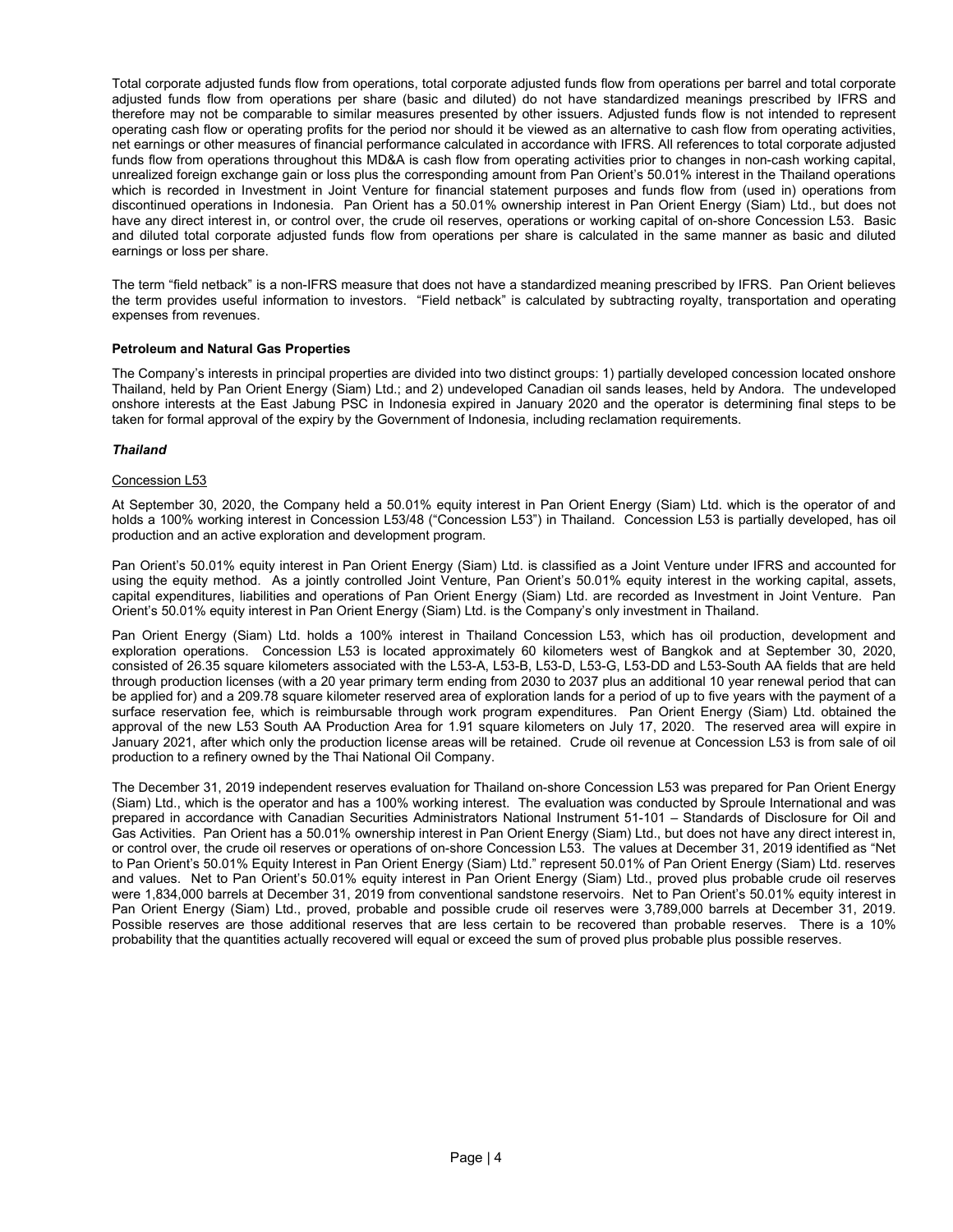Total corporate adjusted funds flow from operations, total corporate adjusted funds flow from operations per barrel and total corporate adjusted funds flow from operations per share (basic and diluted) do not have standardized meanings prescribed by IFRS and therefore may not be comparable to similar measures presented by other issuers. Adjusted funds flow is not intended to represent operating cash flow or operating profits for the period nor should it be viewed as an alternative to cash flow from operating activities, net earnings or other measures of financial performance calculated in accordance with IFRS. All references to total corporate adjusted funds flow from operations throughout this MD&A is cash flow from operating activities prior to changes in non-cash working capital, unrealized foreign exchange gain or loss plus the corresponding amount from Pan Orient's 50.01% interest in the Thailand operations which is recorded in Investment in Joint Venture for financial statement purposes and funds flow from (used in) operations from discontinued operations in Indonesia. Pan Orient has a 50.01% ownership interest in Pan Orient Energy (Siam) Ltd., but does not have any direct interest in, or control over, the crude oil reserves, operations or working capital of on-shore Concession L53. Basic and diluted total corporate adjusted funds flow from operations per share is calculated in the same manner as basic and diluted earnings or loss per share.

The term "field netback" is a non-IFRS measure that does not have a standardized meaning prescribed by IFRS. Pan Orient believes the term provides useful information to investors. "Field netback" is calculated by subtracting royalty, transportation and operating expenses from revenues.

**Petroleum and Natural Gas Properties**

The Company's interests in principal properties are divided into two distinct groups: 1) partially developed concession located onshore Thailand, held by Pan Orient Energy (Siam) Ltd.; and 2) undeveloped Canadian oil sands leases, held by Andora. The undeveloped onshore interests at the East Jabung PSC in Indonesia expired in January 2020 and the operator is determining final steps to be taken for formal approval of the expiry by the Government of Indonesia, including reclamation requirements.

***Thailand***

<u>Concession L53</u>

At September 30, 2020, the Company held a 50.01% equity interest in Pan Orient Energy (Siam) Ltd. which is the operator of and holds a 100% working interest in Concession L53/48 ("Concession L53") in Thailand. Concession L53 is partially developed, has oil production and an active exploration and development program.

Pan Orient's 50.01% equity interest in Pan Orient Energy (Siam) Ltd. is classified as a Joint Venture under IFRS and accounted for using the equity method. As a jointly controlled Joint Venture, Pan Orient's 50.01% equity interest in the working capital, assets, capital expenditures, liabilities and operations of Pan Orient Energy (Siam) Ltd. are recorded as Investment in Joint Venture. Pan Orient's 50.01% equity interest in Pan Orient Energy (Siam) Ltd. is the Company's only investment in Thailand.

Pan Orient Energy (Siam) Ltd. holds a 100% interest in Thailand Concession L53, which has oil production, development and exploration operations. Concession L53 is located approximately 60 kilometers west of Bangkok and at September 30, 2020, consisted of 26.35 square kilometers associated with the L53-A, L53-B, L53-D, L53-G, L53-DD and L53-South AA fields that are held through production licenses (with a 20 year primary term ending from 2030 to 2037 plus an additional 10 year renewal period that can be applied for) and a 209.78 square kilometer reserved area of exploration lands for a period of up to five years with the payment of a surface reservation fee, which is reimbursable through work program expenditures. Pan Orient Energy (Siam) Ltd. obtained the approval of the new L53 South AA Production Area for 1.91 square kilometers on July 17, 2020. The reserved area will expire in January 2021, after which only the production license areas will be retained. Crude oil revenue at Concession L53 is from sale of oil production to a refinery owned by the Thai National Oil Company.

The December 31, 2019 independent reserves evaluation for Thailand on-shore Concession L53 was prepared for Pan Orient Energy (Siam) Ltd., which is the operator and has a 100% working interest. The evaluation was conducted by Sproule International and was prepared in accordance with Canadian Securities Administrators National Instrument 51-101 – Standards of Disclosure for Oil and Gas Activities. Pan Orient has a 50.01% ownership interest in Pan Orient Energy (Siam) Ltd., but does not have any direct interest in, or control over, the crude oil reserves or operations of on-shore Concession L53. The values at December 31, 2019 identified as "Net to Pan Orient's 50.01% Equity Interest in Pan Orient Energy (Siam) Ltd." represent 50.01% of Pan Orient Energy (Siam) Ltd. reserves and values. Net to Pan Orient's 50.01% equity interest in Pan Orient Energy (Siam) Ltd., proved plus probable crude oil reserves were 1,834,000 barrels at December 31, 2019 from conventional sandstone reservoirs. Net to Pan Orient's 50.01% equity interest in Pan Orient Energy (Siam) Ltd., proved, probable and possible crude oil reserves were 3,789,000 barrels at December 31, 2019. Possible reserves are those additional reserves that are less certain to be recovered than probable reserves. There is a 10% probability that the quantities actually recovered will equal or exceed the sum of proved plus probable plus possible reserves.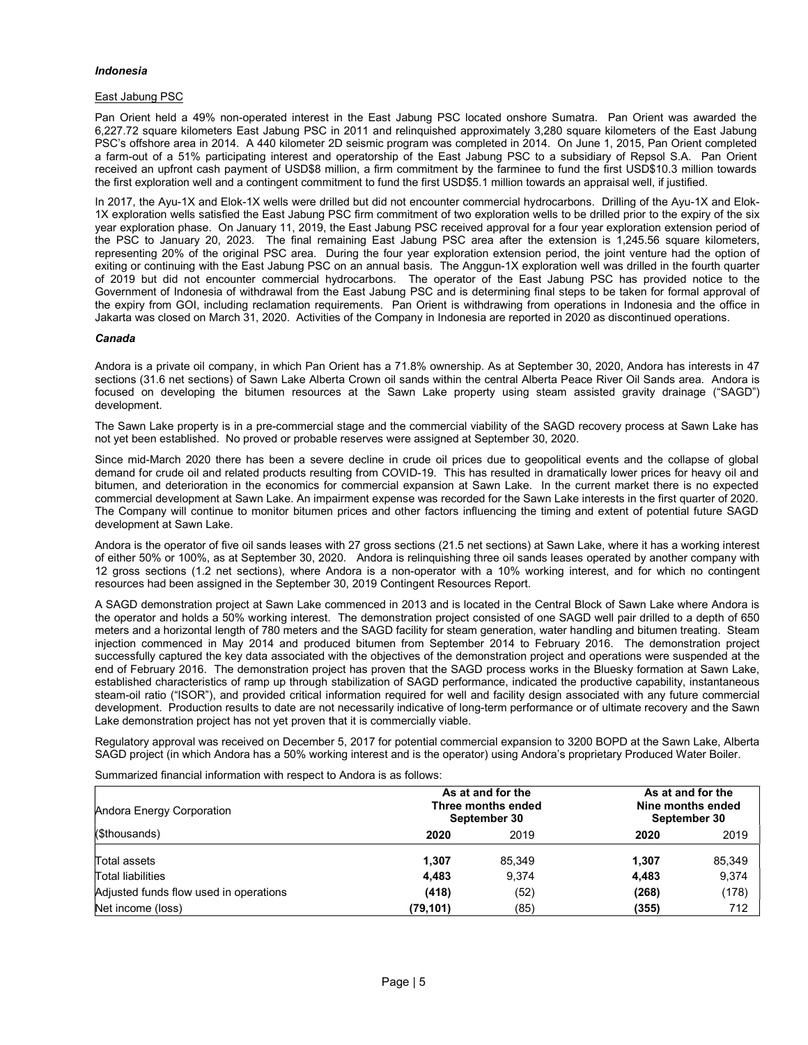### *Indonesia*

East Jabung PSC

Pan Orient held a 49% non-operated interest in the East Jabung PSC located onshore Sumatra. Pan Orient was awarded the 6,227.72 square kilometers East Jabung PSC in 2011 and relinquished approximately 3,280 square kilometers of the East Jabung PSC's offshore area in 2014. A 440 kilometer 2D seismic program was completed in 2014. On June 1, 2015, Pan Orient completed a farm-out of a 51% participating interest and operatorship of the East Jabung PSC to a subsidiary of Repsol S.A. Pan Orient received an upfront cash payment of USD$8 million, a firm commitment by the farminee to fund the first USD$10.3 million towards the first exploration well and a contingent commitment to fund the first USD$5.1 million towards an appraisal well, if justified.

In 2017, the Ayu-1X and Elok-1X wells were drilled but did not encounter commercial hydrocarbons. Drilling of the Ayu-1X and Elok-1X exploration wells satisfied the East Jabung PSC firm commitment of two exploration wells to be drilled prior to the expiry of the six year exploration phase. On January 11, 2019, the East Jabung PSC received approval for a four year exploration extension period of the PSC to January 20, 2023. The final remaining East Jabung PSC area after the extension is 1,245.56 square kilometers, representing 20% of the original PSC area. During the four year exploration extension period, the joint venture had the option of exiting or continuing with the East Jabung PSC on an annual basis. The Anggun-1X exploration well was drilled in the fourth quarter of 2019 but did not encounter commercial hydrocarbons. The operator of the East Jabung PSC has provided notice to the Government of Indonesia of withdrawal from the East Jabung PSC and is determining final steps to be taken for formal approval of the expiry from GOI, including reclamation requirements. Pan Orient is withdrawing from operations in Indonesia and the office in Jakarta was closed on March 31, 2020. Activities of the Company in Indonesia are reported in 2020 as discontinued operations.

### *Canada*

Andora is a private oil company, in which Pan Orient has a 71.8% ownership. As at September 30, 2020, Andora has interests in 47 sections (31.6 net sections) of Sawn Lake Alberta Crown oil sands within the central Alberta Peace River Oil Sands area. Andora is focused on developing the bitumen resources at the Sawn Lake property using steam assisted gravity drainage ("SAGD") development.

The Sawn Lake property is in a pre-commercial stage and the commercial viability of the SAGD recovery process at Sawn Lake has not yet been established. No proved or probable reserves were assigned at September 30, 2020.

Since mid-March 2020 there has been a severe decline in crude oil prices due to geopolitical events and the collapse of global demand for crude oil and related products resulting from COVID-19. This has resulted in dramatically lower prices for heavy oil and bitumen, and deterioration in the economics for commercial expansion at Sawn Lake. In the current market there is no expected commercial development at Sawn Lake. An impairment expense was recorded for the Sawn Lake interests in the first quarter of 2020. The Company will continue to monitor bitumen prices and other factors influencing the timing and extent of potential future SAGD development at Sawn Lake.

Andora is the operator of five oil sands leases with 27 gross sections (21.5 net sections) at Sawn Lake, where it has a working interest of either 50% or 100%, as at September 30, 2020. Andora is relinquishing three oil sands leases operated by another company with 12 gross sections (1.2 net sections), where Andora is a non-operator with a 10% working interest, and for which no contingent resources had been assigned in the September 30, 2019 Contingent Resources Report.

A SAGD demonstration project at Sawn Lake commenced in 2013 and is located in the Central Block of Sawn Lake where Andora is the operator and holds a 50% working interest. The demonstration project consisted of one SAGD well pair drilled to a depth of 650 meters and a horizontal length of 780 meters and the SAGD facility for steam generation, water handling and bitumen treating. Steam injection commenced in May 2014 and produced bitumen from September 2014 to February 2016. The demonstration project successfully captured the key data associated with the objectives of the demonstration project and operations were suspended at the end of February 2016. The demonstration project has proven that the SAGD process works in the Bluesky formation at Sawn Lake, established characteristics of ramp up through stabilization of SAGD performance, indicated the productive capability, instantaneous steam-oil ratio ("ISOR"), and provided critical information required for well and facility design associated with any future commercial development. Production results to date are not necessarily indicative of long-term performance or of ultimate recovery and the Sawn Lake demonstration project has not yet proven that it is commercially viable.

Regulatory approval was received on December 5, 2017 for potential commercial expansion to 3200 BOPD at the Sawn Lake, Alberta SAGD project (in which Andora has a 50% working interest and is the operator) using Andora's proprietary Produced Water Boiler.

Summarized financial information with respect to Andora is as follows:

| Andora Energy Corporation | As at and for the Three months ended September 30 | | As at and for the Nine months ended September 30 | |
|---|---|---|---|---|
| ($thousands) | **2020** | 2019 | **2020** | 2019 |
| Total assets | **1,307** | 85,349 | **1,307** | 85,349 |
| Total liabilities | **4,483** | 9,374 | **4,483** | 9,374 |
| Adjusted funds flow used in operations | **(418)** | (52) | **(268)** | (178) |
| Net income (loss) | **(79,101)** | (85) | **(355)** | 712 |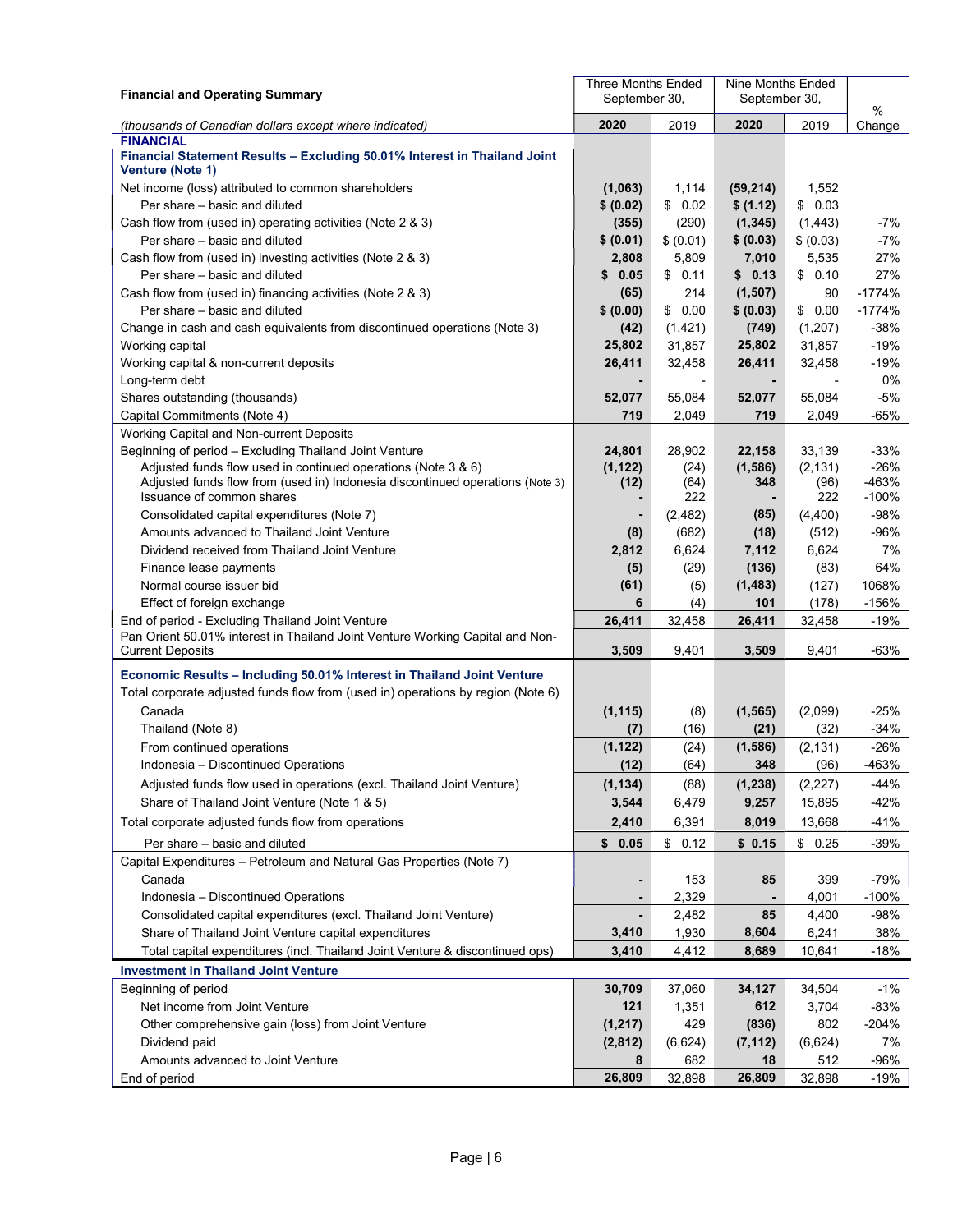| Financial and Operating Summary | Three Months Ended September 30, | | Nine Months Ended September 30, | | % |
|---|---|---|---|---|---|
| *(thousands of Canadian dollars except where indicated)* | **2020** | 2019 | **2020** | 2019 | Change |
| **FINANCIAL** | | | | | |
| **Financial Statement Results – Excluding 50.01% Interest in Thailand Joint Venture (Note 1)** | | | | | |
| Net income (loss) attributed to common shareholders | **(1,063)** | 1,114 | **(59,214)** | 1,552 | |
| Per share – basic and diluted | **$ (0.02)** | $ 0.02 | **$ (1.12)** | $ 0.03 | |
| Cash flow from (used in) operating activities (Note 2 & 3) | **(355)** | (290) | **(1,345)** | (1,443) | -7% |
| Per share – basic and diluted | **$ (0.01)** | $ (0.01) | **$ (0.03)** | $ (0.03) | -7% |
| Cash flow from (used in) investing activities (Note 2 & 3) | **2,808** | 5,809 | **7,010** | 5,535 | 27% |
| Per share – basic and diluted | **$ 0.05** | $ 0.11 | **$ 0.13** | $ 0.10 | 27% |
| Cash flow from (used in) financing activities (Note 2 & 3) | **(65)** | 214 | **(1,507)** | 90 | -1774% |
| Per share – basic and diluted | **$ (0.00)** | $ 0.00 | **$ (0.03)** | $ 0.00 | -1774% |
| Change in cash and cash equivalents from discontinued operations (Note 3) | **(42)** | (1,421) | **(749)** | (1,207) | -38% |
| Working capital | **25,802** | 31,857 | **25,802** | 31,857 | -19% |
| Working capital & non-current deposits | **26,411** | 32,458 | **26,411** | 32,458 | -19% |
| Long-term debt | **-** | - | **-** | - | 0% |
| Shares outstanding (thousands) | **52,077** | 55,084 | **52,077** | 55,084 | -5% |
| Capital Commitments (Note 4) | **719** | 2,049 | **719** | 2,049 | -65% |
| Working Capital and Non-current Deposits | | | | | |
| Beginning of period – Excluding Thailand Joint Venture | **24,801** | 28,902 | **22,158** | 33,139 | -33% |
| Adjusted funds flow used in continued operations (Note 3 & 6) | **(1,122)** | (24) | **(1,586)** | (2,131) | -26% |
| Adjusted funds flow from (used in) Indonesia discontinued operations (Note 3) | **(12)** | (64) | **348** | (96) | -463% |
| Issuance of common shares | **-** | 222 | **-** | 222 | -100% |
| Consolidated capital expenditures (Note 7) | **-** | (2,482) | **(85)** | (4,400) | -98% |
| Amounts advanced to Thailand Joint Venture | **(8)** | (682) | **(18)** | (512) | -96% |
| Dividend received from Thailand Joint Venture | **2,812** | 6,624 | **7,112** | 6,624 | 7% |
| Finance lease payments | **(5)** | (29) | **(136)** | (83) | 64% |
| Normal course issuer bid | **(61)** | (5) | **(1,483)** | (127) | 1068% |
| Effect of foreign exchange | **6** | (4) | **101** | (178) | -156% |
| End of period - Excluding Thailand Joint Venture | **26,411** | 32,458 | **26,411** | 32,458 | -19% |
| Pan Orient 50.01% interest in Thailand Joint Venture Working Capital and Non-Current Deposits | **3,509** | 9,401 | **3,509** | 9,401 | -63% |
| **Economic Results – Including 50.01% Interest in Thailand Joint Venture** | | | | | |
| Total corporate adjusted funds flow from (used in) operations by region (Note 6) | | | | | |
| Canada | **(1,115)** | (8) | **(1,565)** | (2,099) | -25% |
| Thailand (Note 8) | **(7)** | (16) | **(21)** | (32) | -34% |
| From continued operations | **(1,122)** | (24) | **(1,586)** | (2,131) | -26% |
| Indonesia – Discontinued Operations | **(12)** | (64) | **348** | (96) | -463% |
| Adjusted funds flow used in operations (excl. Thailand Joint Venture) | **(1,134)** | (88) | **(1,238)** | (2,227) | -44% |
| Share of Thailand Joint Venture (Note 1 & 5) | **3,544** | 6,479 | **9,257** | 15,895 | -42% |
| Total corporate adjusted funds flow from operations | **2,410** | 6,391 | **8,019** | 13,668 | -41% |
| Per share – basic and diluted | **$ 0.05** | $ 0.12 | **$ 0.15** | $ 0.25 | -39% |
| Capital Expenditures – Petroleum and Natural Gas Properties (Note 7) | | | | | |
| Canada | **-** | 153 | **85** | 399 | -79% |
| Indonesia – Discontinued Operations | **-** | 2,329 | **-** | 4,001 | -100% |
| Consolidated capital expenditures (excl. Thailand Joint Venture) | **-** | 2,482 | **85** | 4,400 | -98% |
| Share of Thailand Joint Venture capital expenditures | **3,410** | 1,930 | **8,604** | 6,241 | 38% |
| Total capital expenditures (incl. Thailand Joint Venture & discontinued ops) | **3,410** | 4,412 | **8,689** | 10,641 | -18% |
| **Investment in Thailand Joint Venture** | | | | | |
| Beginning of period | **30,709** | 37,060 | **34,127** | 34,504 | -1% |
| Net income from Joint Venture | **121** | 1,351 | **612** | 3,704 | -83% |
| Other comprehensive gain (loss) from Joint Venture | **(1,217)** | 429 | **(836)** | 802 | -204% |
| Dividend paid | **(2,812)** | (6,624) | **(7,112)** | (6,624) | 7% |
| Amounts advanced to Joint Venture | **8** | 682 | **18** | 512 | -96% |
| End of period | **26,809** | 32,898 | **26,809** | 32,898 | -19% |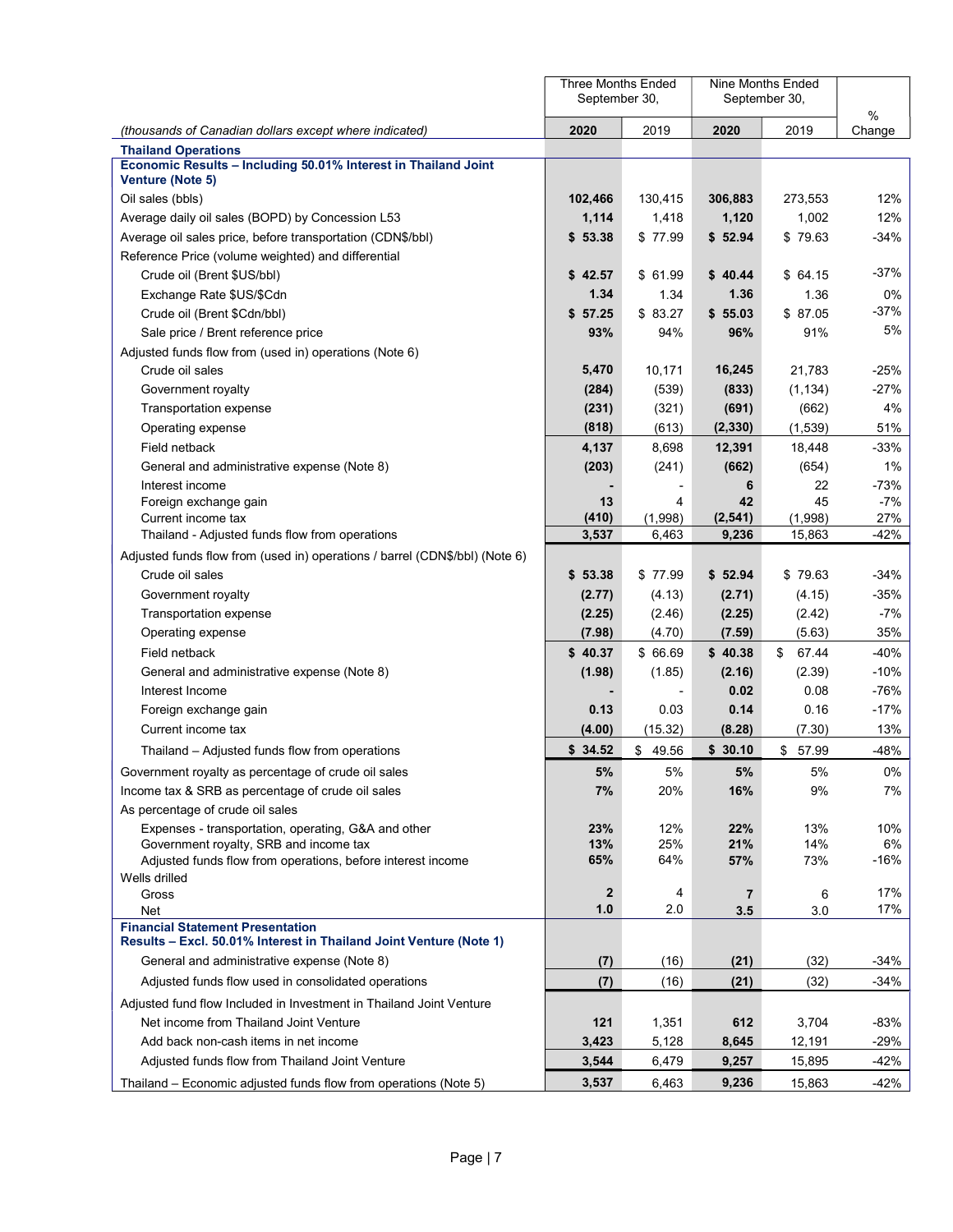| (thousands of Canadian dollars except where indicated) | Three Months Ended September 30, 2020 | Three Months Ended September 30, 2019 | Nine Months Ended September 30, 2020 | Nine Months Ended September 30, 2019 | % Change |
|---|---|---|---|---|---|
| **Thailand Operations** | | | | | |
| **Economic Results – Including 50.01% Interest in Thailand Joint Venture (Note 5)** | | | | | |
| Oil sales (bbls) | **102,466** | 130,415 | **306,883** | 273,553 | 12% |
| Average daily oil sales (BOPD) by Concession L53 | **1,114** | 1,418 | **1,120** | 1,002 | 12% |
| Average oil sales price, before transportation (CDN$/bbl) | **$ 53.38** | $ 77.99 | **$ 52.94** | $ 79.63 | -34% |
| Reference Price (volume weighted) and differential | | | | | |
| Crude oil (Brent $US/bbl) | **$ 42.57** | $ 61.99 | **$ 40.44** | $ 64.15 | -37% |
| Exchange Rate $US/$Cdn | **1.34** | 1.34 | **1.36** | 1.36 | 0% |
| Crude oil (Brent $Cdn/bbl) | **$ 57.25** | $ 83.27 | **$ 55.03** | $ 87.05 | -37% |
| Sale price / Brent reference price | **93%** | 94% | **96%** | 91% | 5% |
| Adjusted funds flow from (used in) operations (Note 6) | | | | | |
| Crude oil sales | **5,470** | 10,171 | **16,245** | 21,783 | -25% |
| Government royalty | **(284)** | (539) | **(833)** | (1,134) | -27% |
| Transportation expense | **(231)** | (321) | **(691)** | (662) | 4% |
| Operating expense | **(818)** | (613) | **(2,330)** | (1,539) | 51% |
| Field netback | **4,137** | 8,698 | **12,391** | 18,448 | -33% |
| General and administrative expense (Note 8) | **(203)** | (241) | **(662)** | (654) | 1% |
| Interest income | **-** | - | **6** | 22 | -73% |
| Foreign exchange gain | **13** | 4 | **42** | 45 | -7% |
| Current income tax | **(410)** | (1,998) | **(2,541)** | (1,998) | 27% |
| Thailand - Adjusted funds flow from operations | **3,537** | 6,463 | **9,236** | 15,863 | -42% |
| Adjusted funds flow from (used in) operations / barrel (CDN$/bbl) (Note 6) | | | | | |
| Crude oil sales | **$ 53.38** | $ 77.99 | **$ 52.94** | $ 79.63 | -34% |
| Government royalty | **(2.77)** | (4.13) | **(2.71)** | (4.15) | -35% |
| Transportation expense | **(2.25)** | (2.46) | **(2.25)** | (2.42) | -7% |
| Operating expense | **(7.98)** | (4.70) | **(7.59)** | (5.63) | 35% |
| Field netback | **$ 40.37** | $ 66.69 | **$ 40.38** | $ 67.44 | -40% |
| General and administrative expense (Note 8) | **(1.98)** | (1.85) | **(2.16)** | (2.39) | -10% |
| Interest Income | **-** | - | **0.02** | 0.08 | -76% |
| Foreign exchange gain | **0.13** | 0.03 | **0.14** | 0.16 | -17% |
| Current income tax | **(4.00)** | (15.32) | **(8.28)** | (7.30) | 13% |
| Thailand – Adjusted funds flow from operations | **$ 34.52** | $ 49.56 | **$ 30.10** | $ 57.99 | -48% |
| Government royalty as percentage of crude oil sales | **5%** | 5% | **5%** | 5% | 0% |
| Income tax & SRB as percentage of crude oil sales | **7%** | 20% | **16%** | 9% | 7% |
| As percentage of crude oil sales | | | | | |
| Expenses - transportation, operating, G&A and other | **23%** | 12% | **22%** | 13% | 10% |
| Government royalty, SRB and income tax | **13%** | 25% | **21%** | 14% | 6% |
| Adjusted funds flow from operations, before interest income | **65%** | 64% | **57%** | 73% | -16% |
| Wells drilled | | | | | |
| Gross | **2** | 4 | **7** | 6 | 17% |
| Net | **1.0** | 2.0 | **3.5** | 3.0 | 17% |
| **Financial Statement Presentation** | | | | | |
| **Results – Excl. 50.01% Interest in Thailand Joint Venture (Note 1)** | | | | | |
| General and administrative expense (Note 8) | **(7)** | (16) | **(21)** | (32) | -34% |
| Adjusted funds flow used in consolidated operations | **(7)** | (16) | **(21)** | (32) | -34% |
| Adjusted fund flow Included in Investment in Thailand Joint Venture | | | | | |
| Net income from Thailand Joint Venture | **121** | 1,351 | **612** | 3,704 | -83% |
| Add back non-cash items in net income | **3,423** | 5,128 | **8,645** | 12,191 | -29% |
| Adjusted funds flow from Thailand Joint Venture | **3,544** | 6,479 | **9,257** | 15,895 | -42% |
| Thailand – Economic adjusted funds flow from operations (Note 5) | **3,537** | 6,463 | **9,236** | 15,863 | -42% |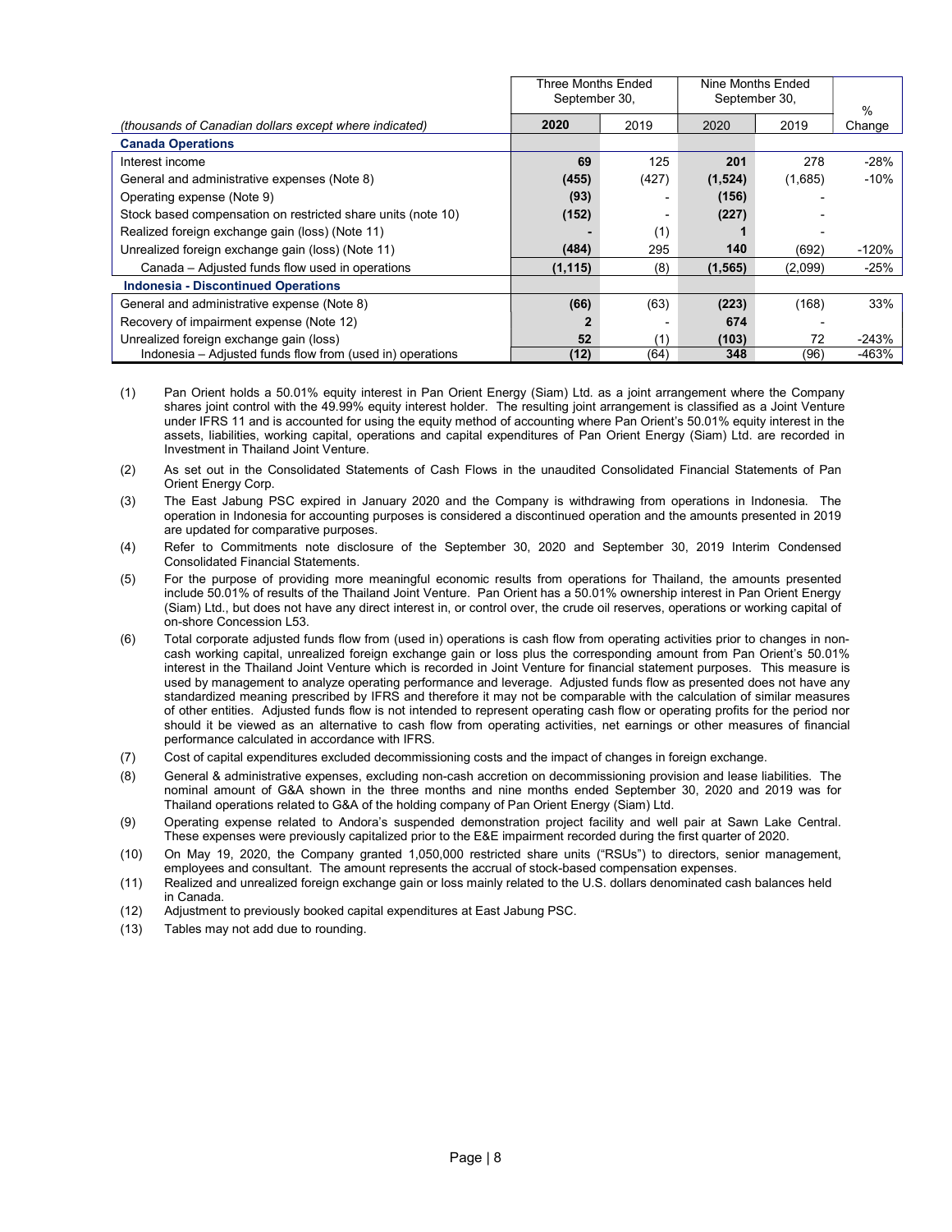| *(thousands of Canadian dollars except where indicated)* | Three Months Ended September 30, | | Nine Months Ended September 30, | | % Change |
|---|---|---|---|---|---|
| | **2020** | 2019 | **2020** | 2019 | |
| **Canada Operations** | | | | | |
| Interest income | **69** | 125 | **201** | 278 | -28% |
| General and administrative expenses (Note 8) | **(455)** | (427) | **(1,524)** | (1,685) | -10% |
| Operating expense (Note 9) | **(93)** | - | **(156)** | - | |
| Stock based compensation on restricted share units (note 10) | **(152)** | - | **(227)** | - | |
| Realized foreign exchange gain (loss) (Note 11) | **-** | (1) | **1** | - | |
| Unrealized foreign exchange gain (loss) (Note 11) | **(484)** | 295 | **140** | (692) | -120% |
| Canada – Adjusted funds flow used in operations | **(1,115)** | (8) | **(1,565)** | (2,099) | -25% |
| **Indonesia - Discontinued Operations** | | | | | |
| General and administrative expense (Note 8) | **(66)** | (63) | **(223)** | (168) | 33% |
| Recovery of impairment expense (Note 12) | **2** | - | **674** | - | |
| Unrealized foreign exchange gain (loss) | **52** | (1) | **(103)** | 72 | -243% |
| Indonesia – Adjusted funds flow from (used in) operations | **(12)** | (64) | **348** | (96) | -463% |

(1) Pan Orient holds a 50.01% equity interest in Pan Orient Energy (Siam) Ltd. as a joint arrangement where the Company shares joint control with the 49.99% equity interest holder. The resulting joint arrangement is classified as a Joint Venture under IFRS 11 and is accounted for using the equity method of accounting where Pan Orient's 50.01% equity interest in the assets, liabilities, working capital, operations and capital expenditures of Pan Orient Energy (Siam) Ltd. are recorded in Investment in Thailand Joint Venture.

(2) As set out in the Consolidated Statements of Cash Flows in the unaudited Consolidated Financial Statements of Pan Orient Energy Corp.

(3) The East Jabung PSC expired in January 2020 and the Company is withdrawing from operations in Indonesia. The operation in Indonesia for accounting purposes is considered a discontinued operation and the amounts presented in 2019 are updated for comparative purposes.

(4) Refer to Commitments note disclosure of the September 30, 2020 and September 30, 2019 Interim Condensed Consolidated Financial Statements.

(5) For the purpose of providing more meaningful economic results from operations for Thailand, the amounts presented include 50.01% of results of the Thailand Joint Venture. Pan Orient has a 50.01% ownership interest in Pan Orient Energy (Siam) Ltd., but does not have any direct interest in, or control over, the crude oil reserves, operations or working capital of on-shore Concession L53.

(6) Total corporate adjusted funds flow from (used in) operations is cash flow from operating activities prior to changes in non-cash working capital, unrealized foreign exchange gain or loss plus the corresponding amount from Pan Orient's 50.01% interest in the Thailand Joint Venture which is recorded in Joint Venture for financial statement purposes. This measure is used by management to analyze operating performance and leverage. Adjusted funds flow as presented does not have any standardized meaning prescribed by IFRS and therefore it may not be comparable with the calculation of similar measures of other entities. Adjusted funds flow is not intended to represent operating cash flow or operating profits for the period nor should it be viewed as an alternative to cash flow from operating activities, net earnings or other measures of financial performance calculated in accordance with IFRS.

(7) Cost of capital expenditures excluded decommissioning costs and the impact of changes in foreign exchange.

(8) General & administrative expenses, excluding non-cash accretion on decommissioning provision and lease liabilities. The nominal amount of G&A shown in the three months and nine months ended September 30, 2020 and 2019 was for Thailand operations related to G&A of the holding company of Pan Orient Energy (Siam) Ltd.

(9) Operating expense related to Andora's suspended demonstration project facility and well pair at Sawn Lake Central. These expenses were previously capitalized prior to the E&E impairment recorded during the first quarter of 2020.

(10) On May 19, 2020, the Company granted 1,050,000 restricted share units ("RSUs") to directors, senior management, employees and consultant. The amount represents the accrual of stock-based compensation expenses.

(11) Realized and unrealized foreign exchange gain or loss mainly related to the U.S. dollars denominated cash balances held in Canada.

(12) Adjustment to previously booked capital expenditures at East Jabung PSC.

(13) Tables may not add due to rounding.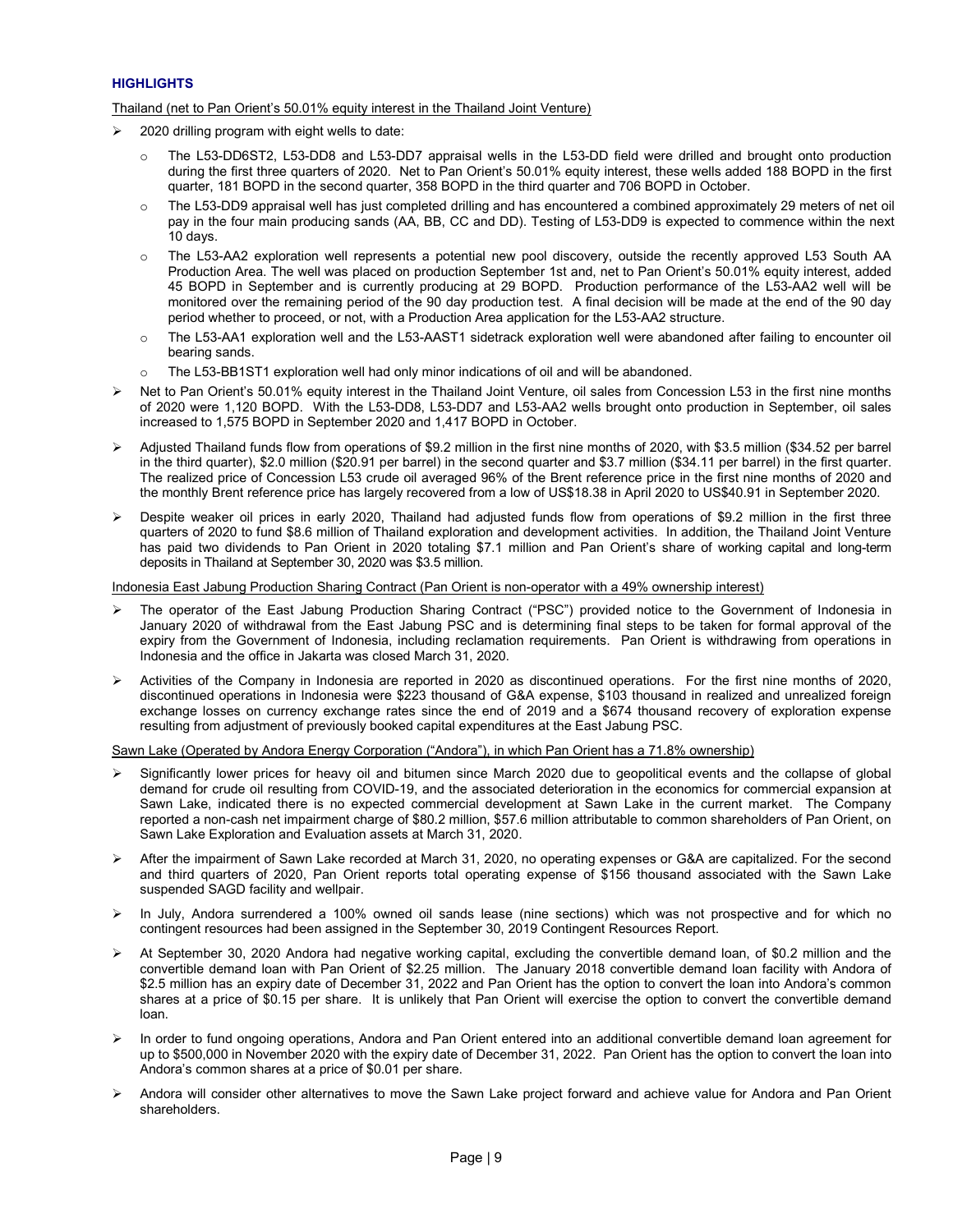## HIGHLIGHTS

Thailand (net to Pan Orient's 50.01% equity interest in the Thailand Joint Venture)

- 2020 drilling program with eight wells to date:
  - The L53-DD6ST2, L53-DD8 and L53-DD7 appraisal wells in the L53-DD field were drilled and brought onto production during the first three quarters of 2020. Net to Pan Orient's 50.01% equity interest, these wells added 188 BOPD in the first quarter, 181 BOPD in the second quarter, 358 BOPD in the third quarter and 706 BOPD in October.
  - The L53-DD9 appraisal well has just completed drilling and has encountered a combined approximately 29 meters of net oil pay in the four main producing sands (AA, BB, CC and DD). Testing of L53-DD9 is expected to commence within the next 10 days.
  - The L53-AA2 exploration well represents a potential new pool discovery, outside the recently approved L53 South AA Production Area. The well was placed on production September 1st and, net to Pan Orient's 50.01% equity interest, added 45 BOPD in September and is currently producing at 29 BOPD. Production performance of the L53-AA2 well will be monitored over the remaining period of the 90 day production test. A final decision will be made at the end of the 90 day period whether to proceed, or not, with a Production Area application for the L53-AA2 structure.
  - The L53-AA1 exploration well and the L53-AAST1 sidetrack exploration well were abandoned after failing to encounter oil bearing sands.
  - The L53-BB1ST1 exploration well had only minor indications of oil and will be abandoned.
- Net to Pan Orient's 50.01% equity interest in the Thailand Joint Venture, oil sales from Concession L53 in the first nine months of 2020 were 1,120 BOPD. With the L53-DD8, L53-DD7 and L53-AA2 wells brought onto production in September, oil sales increased to 1,575 BOPD in September 2020 and 1,417 BOPD in October.
- Adjusted Thailand funds flow from operations of $9.2 million in the first nine months of 2020, with $3.5 million ($34.52 per barrel in the third quarter), $2.0 million ($20.91 per barrel) in the second quarter and $3.7 million ($34.11 per barrel) in the first quarter. The realized price of Concession L53 crude oil averaged 96% of the Brent reference price in the first nine months of 2020 and the monthly Brent reference price has largely recovered from a low of US$18.38 in April 2020 to US$40.91 in September 2020.
- Despite weaker oil prices in early 2020, Thailand had adjusted funds flow from operations of $9.2 million in the first three quarters of 2020 to fund $8.6 million of Thailand exploration and development activities. In addition, the Thailand Joint Venture has paid two dividends to Pan Orient in 2020 totaling $7.1 million and Pan Orient's share of working capital and long-term deposits in Thailand at September 30, 2020 was $3.5 million.

Indonesia East Jabung Production Sharing Contract (Pan Orient is non-operator with a 49% ownership interest)

- The operator of the East Jabung Production Sharing Contract ("PSC") provided notice to the Government of Indonesia in January 2020 of withdrawal from the East Jabung PSC and is determining final steps to be taken for formal approval of the expiry from the Government of Indonesia, including reclamation requirements. Pan Orient is withdrawing from operations in Indonesia and the office in Jakarta was closed March 31, 2020.
- Activities of the Company in Indonesia are reported in 2020 as discontinued operations. For the first nine months of 2020, discontinued operations in Indonesia were $223 thousand of G&A expense, $103 thousand in realized and unrealized foreign exchange losses on currency exchange rates since the end of 2019 and a $674 thousand recovery of exploration expense resulting from adjustment of previously booked capital expenditures at the East Jabung PSC.

Sawn Lake (Operated by Andora Energy Corporation ("Andora"), in which Pan Orient has a 71.8% ownership)

- Significantly lower prices for heavy oil and bitumen since March 2020 due to geopolitical events and the collapse of global demand for crude oil resulting from COVID-19, and the associated deterioration in the economics for commercial expansion at Sawn Lake, indicated there is no expected commercial development at Sawn Lake in the current market. The Company reported a non-cash net impairment charge of $80.2 million, $57.6 million attributable to common shareholders of Pan Orient, on Sawn Lake Exploration and Evaluation assets at March 31, 2020.
- After the impairment of Sawn Lake recorded at March 31, 2020, no operating expenses or G&A are capitalized. For the second and third quarters of 2020, Pan Orient reports total operating expense of $156 thousand associated with the Sawn Lake suspended SAGD facility and wellpair.
- In July, Andora surrendered a 100% owned oil sands lease (nine sections) which was not prospective and for which no contingent resources had been assigned in the September 30, 2019 Contingent Resources Report.
- At September 30, 2020 Andora had negative working capital, excluding the convertible demand loan, of $0.2 million and the convertible demand loan with Pan Orient of $2.25 million. The January 2018 convertible demand loan facility with Andora of $2.5 million has an expiry date of December 31, 2022 and Pan Orient has the option to convert the loan into Andora's common shares at a price of $0.15 per share. It is unlikely that Pan Orient will exercise the option to convert the convertible demand loan.
- In order to fund ongoing operations, Andora and Pan Orient entered into an additional convertible demand loan agreement for up to $500,000 in November 2020 with the expiry date of December 31, 2022. Pan Orient has the option to convert the loan into Andora's common shares at a price of $0.01 per share.
- Andora will consider other alternatives to move the Sawn Lake project forward and achieve value for Andora and Pan Orient shareholders.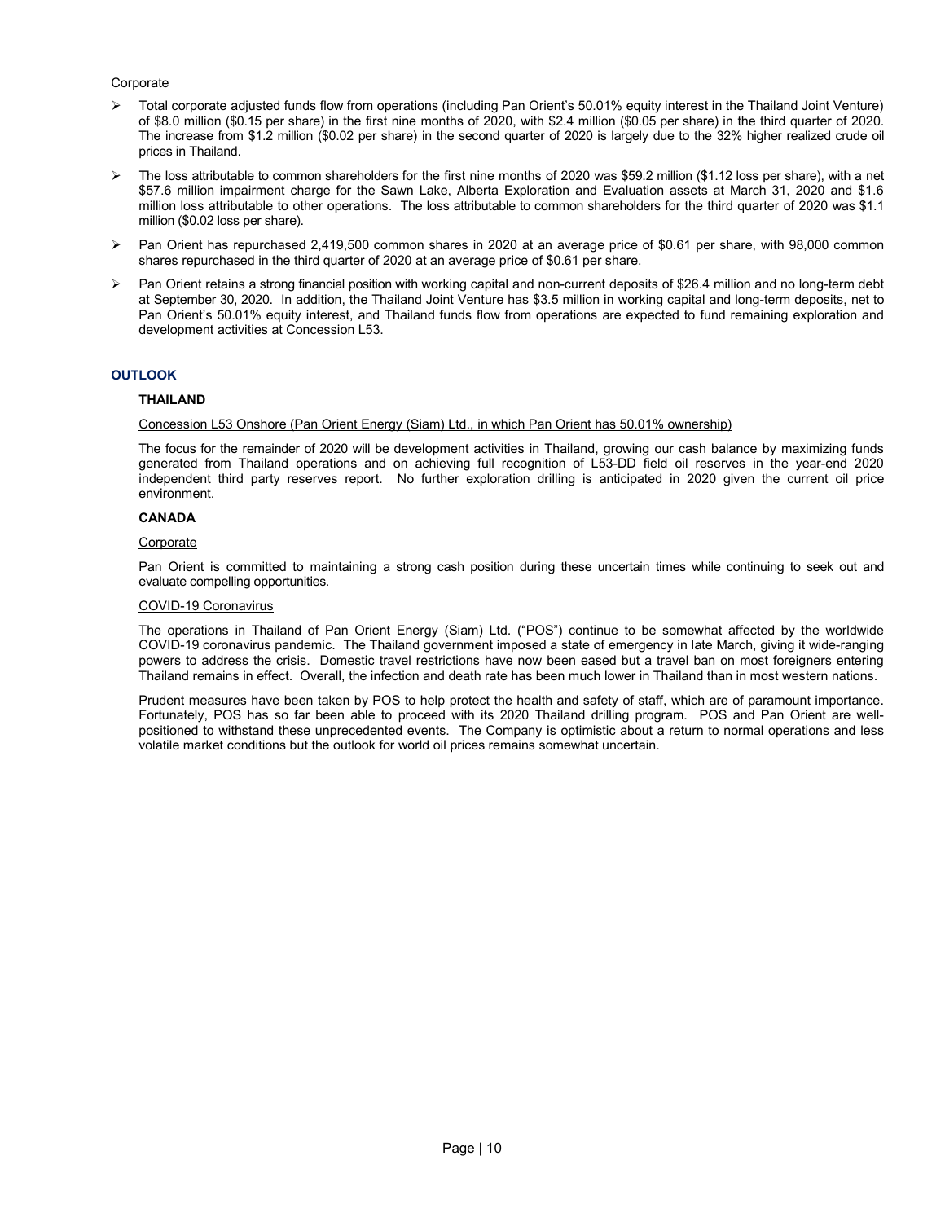Corporate

- Total corporate adjusted funds flow from operations (including Pan Orient's 50.01% equity interest in the Thailand Joint Venture) of $8.0 million ($0.15 per share) in the first nine months of 2020, with $2.4 million ($0.05 per share) in the third quarter of 2020. The increase from $1.2 million ($0.02 per share) in the second quarter of 2020 is largely due to the 32% higher realized crude oil prices in Thailand.
- The loss attributable to common shareholders for the first nine months of 2020 was $59.2 million ($1.12 loss per share), with a net $57.6 million impairment charge for the Sawn Lake, Alberta Exploration and Evaluation assets at March 31, 2020 and $1.6 million loss attributable to other operations. The loss attributable to common shareholders for the third quarter of 2020 was $1.1 million ($0.02 loss per share).
- Pan Orient has repurchased 2,419,500 common shares in 2020 at an average price of $0.61 per share, with 98,000 common shares repurchased in the third quarter of 2020 at an average price of $0.61 per share.
- Pan Orient retains a strong financial position with working capital and non-current deposits of $26.4 million and no long-term debt at September 30, 2020. In addition, the Thailand Joint Venture has $3.5 million in working capital and long-term deposits, net to Pan Orient's 50.01% equity interest, and Thailand funds flow from operations are expected to fund remaining exploration and development activities at Concession L53.

## OUTLOOK

### THAILAND

Concession L53 Onshore (Pan Orient Energy (Siam) Ltd., in which Pan Orient has 50.01% ownership)

The focus for the remainder of 2020 will be development activities in Thailand, growing our cash balance by maximizing funds generated from Thailand operations and on achieving full recognition of L53-DD field oil reserves in the year-end 2020 independent third party reserves report. No further exploration drilling is anticipated in 2020 given the current oil price environment.

### CANADA

Corporate

Pan Orient is committed to maintaining a strong cash position during these uncertain times while continuing to seek out and evaluate compelling opportunities.

COVID-19 Coronavirus

The operations in Thailand of Pan Orient Energy (Siam) Ltd. ("POS") continue to be somewhat affected by the worldwide COVID-19 coronavirus pandemic. The Thailand government imposed a state of emergency in late March, giving it wide-ranging powers to address the crisis. Domestic travel restrictions have now been eased but a travel ban on most foreigners entering Thailand remains in effect. Overall, the infection and death rate has been much lower in Thailand than in most western nations.

Prudent measures have been taken by POS to help protect the health and safety of staff, which are of paramount importance. Fortunately, POS has so far been able to proceed with its 2020 Thailand drilling program. POS and Pan Orient are well-positioned to withstand these unprecedented events. The Company is optimistic about a return to normal operations and less volatile market conditions but the outlook for world oil prices remains somewhat uncertain.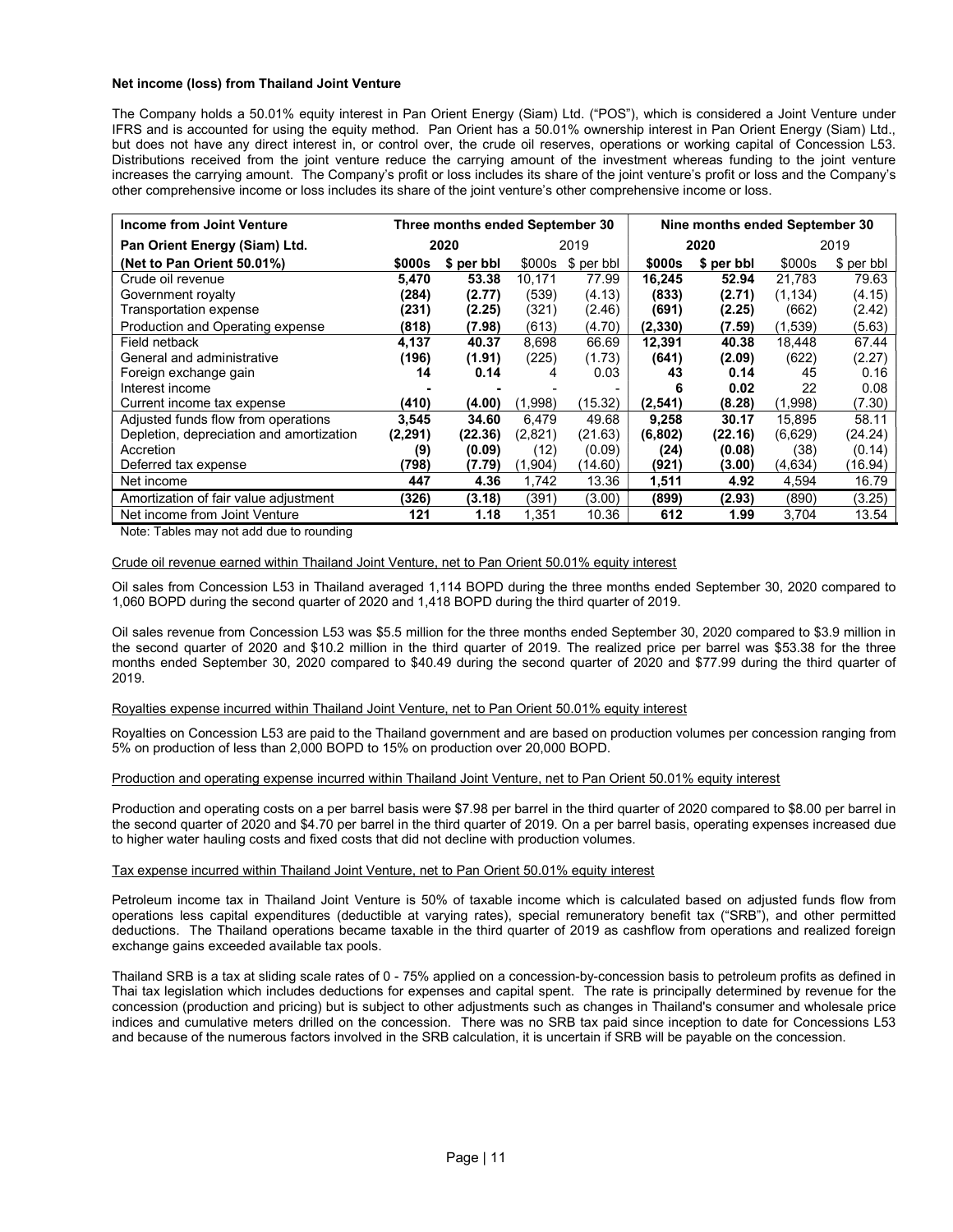**Net income (loss) from Thailand Joint Venture**

The Company holds a 50.01% equity interest in Pan Orient Energy (Siam) Ltd. ("POS"), which is considered a Joint Venture under IFRS and is accounted for using the equity method. Pan Orient has a 50.01% ownership interest in Pan Orient Energy (Siam) Ltd., but does not have any direct interest in, or control over, the crude oil reserves, operations or working capital of Concession L53. Distributions received from the joint venture reduce the carrying amount of the investment whereas funding to the joint venture increases the carrying amount. The Company's profit or loss includes its share of the joint venture's profit or loss and the Company's other comprehensive income or loss includes its share of the joint venture's other comprehensive income or loss.

| Income from Joint Venture | Three months ended September 30 | | | | Nine months ended September 30 | | | |
|---|---|---|---|---|---|---|---|---|
| Pan Orient Energy (Siam) Ltd. | 2020 | | 2019 | | 2020 | | 2019 | |
| (Net to Pan Orient 50.01%) | $000s | $ per bbl | $000s | $ per bbl | $000s | $ per bbl | $000s | $ per bbl |
| Crude oil revenue | 5,470 | 53.38 | 10,171 | 77.99 | 16,245 | 52.94 | 21,783 | 79.63 |
| Government royalty | (284) | (2.77) | (539) | (4.13) | (833) | (2.71) | (1,134) | (4.15) |
| Transportation expense | (231) | (2.25) | (321) | (2.46) | (691) | (2.25) | (662) | (2.42) |
| Production and Operating expense | (818) | (7.98) | (613) | (4.70) | (2,330) | (7.59) | (1,539) | (5.63) |
| Field netback | 4,137 | 40.37 | 8,698 | 66.69 | 12,391 | 40.38 | 18,448 | 67.44 |
| General and administrative | (196) | (1.91) | (225) | (1.73) | (641) | (2.09) | (622) | (2.27) |
| Foreign exchange gain | 14 | 0.14 | 4 | 0.03 | 43 | 0.14 | 45 | 0.16 |
| Interest income | - | - | - | - | 6 | 0.02 | 22 | 0.08 |
| Current income tax expense | (410) | (4.00) | (1,998) | (15.32) | (2,541) | (8.28) | (1,998) | (7.30) |
| Adjusted funds flow from operations | 3,545 | 34.60 | 6,479 | 49.68 | 9,258 | 30.17 | 15,895 | 58.11 |
| Depletion, depreciation and amortization | (2,291) | (22.36) | (2,821) | (21.63) | (6,802) | (22.16) | (6,629) | (24.24) |
| Accretion | (9) | (0.09) | (12) | (0.09) | (24) | (0.08) | (38) | (0.14) |
| Deferred tax expense | (798) | (7.79) | (1,904) | (14.60) | (921) | (3.00) | (4,634) | (16.94) |
| Net income | 447 | 4.36 | 1,742 | 13.36 | 1,511 | 4.92 | 4,594 | 16.79 |
| Amortization of fair value adjustment | (326) | (3.18) | (391) | (3.00) | (899) | (2.93) | (890) | (3.25) |
| Net income from Joint Venture | 121 | 1.18 | 1,351 | 10.36 | 612 | 1.99 | 3,704 | 13.54 |

Note: Tables may not add due to rounding

Crude oil revenue earned within Thailand Joint Venture, net to Pan Orient 50.01% equity interest

Oil sales from Concession L53 in Thailand averaged 1,114 BOPD during the three months ended September 30, 2020 compared to 1,060 BOPD during the second quarter of 2020 and 1,418 BOPD during the third quarter of 2019.

Oil sales revenue from Concession L53 was $5.5 million for the three months ended September 30, 2020 compared to $3.9 million in the second quarter of 2020 and $10.2 million in the third quarter of 2019. The realized price per barrel was $53.38 for the three months ended September 30, 2020 compared to $40.49 during the second quarter of 2020 and $77.99 during the third quarter of 2019.

Royalties expense incurred within Thailand Joint Venture, net to Pan Orient 50.01% equity interest

Royalties on Concession L53 are paid to the Thailand government and are based on production volumes per concession ranging from 5% on production of less than 2,000 BOPD to 15% on production over 20,000 BOPD.

Production and operating expense incurred within Thailand Joint Venture, net to Pan Orient 50.01% equity interest

Production and operating costs on a per barrel basis were $7.98 per barrel in the third quarter of 2020 compared to $8.00 per barrel in the second quarter of 2020 and $4.70 per barrel in the third quarter of 2019. On a per barrel basis, operating expenses increased due to higher water hauling costs and fixed costs that did not decline with production volumes.

Tax expense incurred within Thailand Joint Venture, net to Pan Orient 50.01% equity interest

Petroleum income tax in Thailand Joint Venture is 50% of taxable income which is calculated based on adjusted funds flow from operations less capital expenditures (deductible at varying rates), special remuneratory benefit tax ("SRB"), and other permitted deductions. The Thailand operations became taxable in the third quarter of 2019 as cashflow from operations and realized foreign exchange gains exceeded available tax pools.

Thailand SRB is a tax at sliding scale rates of 0 - 75% applied on a concession-by-concession basis to petroleum profits as defined in Thai tax legislation which includes deductions for expenses and capital spent. The rate is principally determined by revenue for the concession (production and pricing) but is subject to other adjustments such as changes in Thailand's consumer and wholesale price indices and cumulative meters drilled on the concession. There was no SRB tax paid since inception to date for Concessions L53 and because of the numerous factors involved in the SRB calculation, it is uncertain if SRB will be payable on the concession.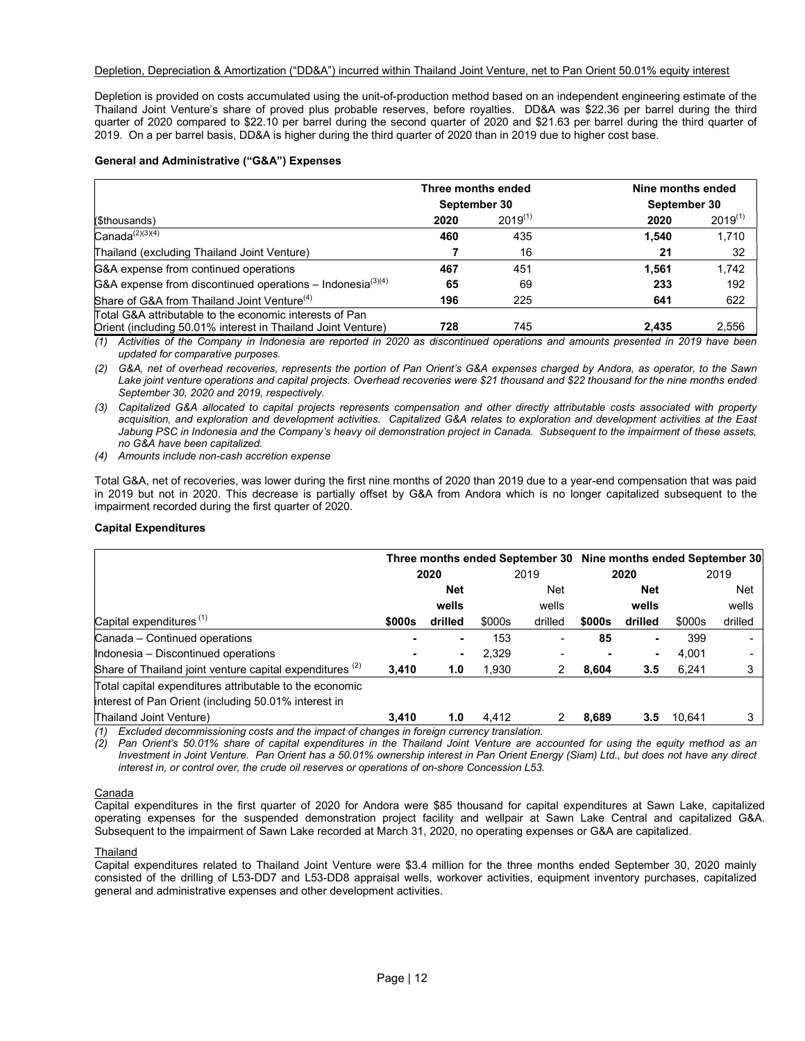Depletion, Depreciation & Amortization ("DD&A") incurred within Thailand Joint Venture, net to Pan Orient 50.01% equity interest

Depletion is provided on costs accumulated using the unit-of-production method based on an independent engineering estimate of the Thailand Joint Venture's share of proved plus probable reserves, before royalties. DD&A was $22.36 per barrel during the third quarter of 2020 compared to $22.10 per barrel during the second quarter of 2020 and $21.63 per barrel during the third quarter of 2019. On a per barrel basis, DD&A is higher during the third quarter of 2020 than in 2019 due to higher cost base.

**General and Administrative ("G&A") Expenses**

| | Three months ended September 30 | | Nine months ended September 30 | |
|---|---|---|---|---|
| ($thousands) | **2020** | 2019[(1)] | **2020** | 2019[(1)] |
| Canada[(2)(3)(4)] | **460** | 435 | **1,540** | 1,710 |
| Thailand (excluding Thailand Joint Venture) | **7** | 16 | **21** | 32 |
| G&A expense from continued operations | **467** | 451 | **1,561** | 1,742 |
| G&A expense from discontinued operations – Indonesia[(3)(4)] | **65** | 69 | **233** | 192 |
| Share of G&A from Thailand Joint Venture[(4)] | **196** | 225 | **641** | 622 |
| Total G&A attributable to the economic interests of Pan Orient (including 50.01% interest in Thailand Joint Venture) | **728** | 745 | **2,435** | 2,556 |

*(1) Activities of the Company in Indonesia are reported in 2020 as discontinued operations and amounts presented in 2019 have been updated for comparative purposes.*

*(2) G&A, net of overhead recoveries, represents the portion of Pan Orient's G&A expenses charged by Andora, as operator, to the Sawn Lake joint venture operations and capital projects. Overhead recoveries were $21 thousand and $22 thousand for the nine months ended September 30, 2020 and 2019, respectively.*

*(3) Capitalized G&A allocated to capital projects represents compensation and other directly attributable costs associated with property acquisition, and exploration and development activities. Capitalized G&A relates to exploration and development activities at the East Jabung PSC in Indonesia and the Company's heavy oil demonstration project in Canada. Subsequent to the impairment of these assets, no G&A have been capitalized.*

*(4) Amounts include non-cash accretion expense*

Total G&A, net of recoveries, was lower during the first nine months of 2020 than 2019 due to a year-end compensation that was paid in 2019 but not in 2020. This decrease is partially offset by G&A from Andora which is no longer capitalized subsequent to the impairment recorded during the first quarter of 2020.

**Capital Expenditures**

| | Three months ended September 30 | | | | Nine months ended September 30 | | | |
|---|---|---|---|---|---|---|---|---|
| | **2020** | | 2019 | | **2020** | | 2019 | |
| Capital expenditures [(1)] | **$000s** | **Net wells drilled** | $000s | Net wells drilled | **$000s** | **Net wells drilled** | $000s | Net wells drilled |
| Canada – Continued operations | **-** | **-** | 153 | - | **85** | **-** | 399 | - |
| Indonesia – Discontinued operations | **-** | **-** | 2,329 | - | **-** | **-** | 4,001 | - |
| Share of Thailand joint venture capital expenditures [(2)] | **3,410** | **1.0** | 1,930 | 2 | **8,604** | **3.5** | 6,241 | 3 |
| Total capital expenditures attributable to the economic interest of Pan Orient (including 50.01% interest in Thailand Joint Venture) | **3,410** | **1.0** | 4,412 | 2 | **8,689** | **3.5** | 10,641 | 3 |

*(1) Excluded decommissioning costs and the impact of changes in foreign currency translation.*

*(2) Pan Orient's 50.01% share of capital expenditures in the Thailand Joint Venture are accounted for using the equity method as an Investment in Joint Venture. Pan Orient has a 50.01% ownership interest in Pan Orient Energy (Siam) Ltd., but does not have any direct interest in, or control over, the crude oil reserves or operations of on-shore Concession L53.*

Canada

Capital expenditures in the first quarter of 2020 for Andora were $85 thousand for capital expenditures at Sawn Lake, capitalized operating expenses for the suspended demonstration project facility and wellpair at Sawn Lake Central and capitalized G&A. Subsequent to the impairment of Sawn Lake recorded at March 31, 2020, no operating expenses or G&A are capitalized.

Thailand

Capital expenditures related to Thailand Joint Venture were $3.4 million for the three months ended September 30, 2020 mainly consisted of the drilling of L53-DD7 and L53-DD8 appraisal wells, workover activities, equipment inventory purchases, capitalized general and administrative expenses and other development activities.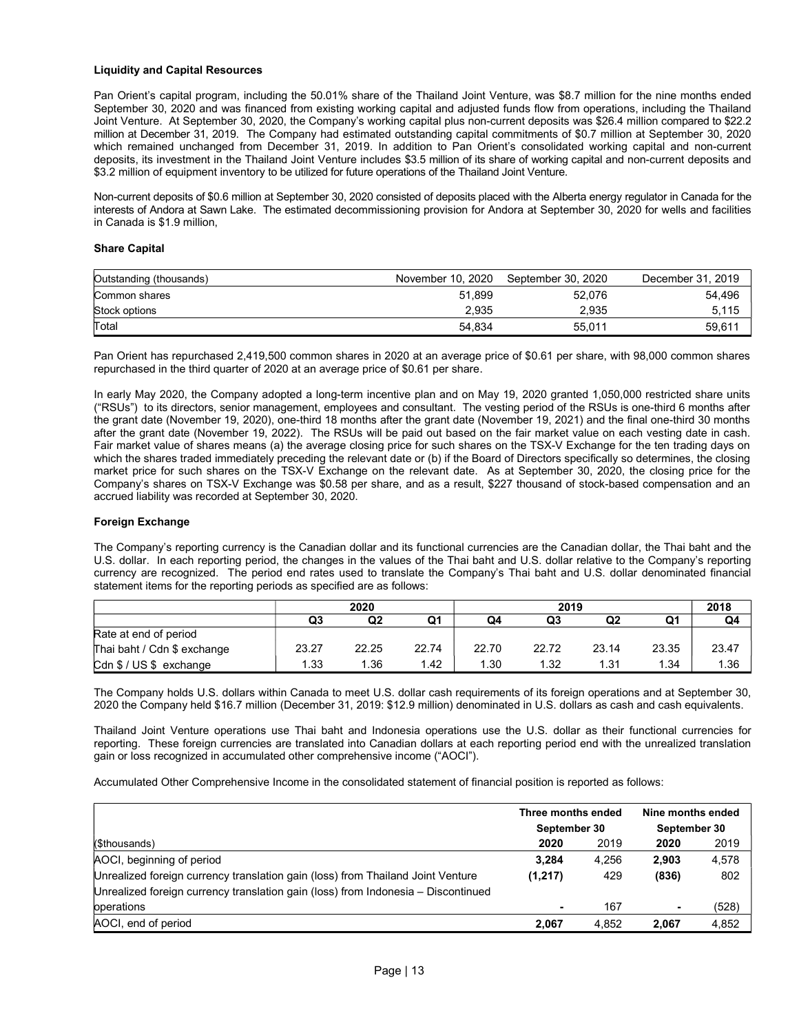**Liquidity and Capital Resources**

Pan Orient's capital program, including the 50.01% share of the Thailand Joint Venture, was $8.7 million for the nine months ended September 30, 2020 and was financed from existing working capital and adjusted funds flow from operations, including the Thailand Joint Venture. At September 30, 2020, the Company's working capital plus non-current deposits was $26.4 million compared to $22.2 million at December 31, 2019. The Company had estimated outstanding capital commitments of $0.7 million at September 30, 2020 which remained unchanged from December 31, 2019. In addition to Pan Orient's consolidated working capital and non-current deposits, its investment in the Thailand Joint Venture includes $3.5 million of its share of working capital and non-current deposits and $3.2 million of equipment inventory to be utilized for future operations of the Thailand Joint Venture.

Non-current deposits of $0.6 million at September 30, 2020 consisted of deposits placed with the Alberta energy regulator in Canada for the interests of Andora at Sawn Lake. The estimated decommissioning provision for Andora at September 30, 2020 for wells and facilities in Canada is $1.9 million,

**Share Capital**

| Outstanding (thousands) | November 10, 2020 | September 30, 2020 | December 31, 2019 |
|---|---|---|---|
| Common shares | 51,899 | 52,076 | 54,496 |
| Stock options | 2,935 | 2,935 | 5,115 |
| Total | 54,834 | 55,011 | 59,611 |

Pan Orient has repurchased 2,419,500 common shares in 2020 at an average price of $0.61 per share, with 98,000 common shares repurchased in the third quarter of 2020 at an average price of $0.61 per share.

In early May 2020, the Company adopted a long-term incentive plan and on May 19, 2020 granted 1,050,000 restricted share units ("RSUs") to its directors, senior management, employees and consultant. The vesting period of the RSUs is one-third 6 months after the grant date (November 19, 2020), one-third 18 months after the grant date (November 19, 2021) and the final one-third 30 months after the grant date (November 19, 2022). The RSUs will be paid out based on the fair market value on each vesting date in cash. Fair market value of shares means (a) the average closing price for such shares on the TSX-V Exchange for the ten trading days on which the shares traded immediately preceding the relevant date or (b) if the Board of Directors specifically so determines, the closing market price for such shares on the TSX-V Exchange on the relevant date. As at September 30, 2020, the closing price for the Company's shares on TSX-V Exchange was $0.58 per share, and as a result, $227 thousand of stock-based compensation and an accrued liability was recorded at September 30, 2020.

**Foreign Exchange**

The Company's reporting currency is the Canadian dollar and its functional currencies are the Canadian dollar, the Thai baht and the U.S. dollar. In each reporting period, the changes in the values of the Thai baht and U.S. dollar relative to the Company's reporting currency are recognized. The period end rates used to translate the Company's Thai baht and U.S. dollar denominated financial statement items for the reporting periods as specified are as follows:

| | 2020 | | | 2019 | | | | 2018 |
|---|---|---|---|---|---|---|---|---|
| | Q3 | Q2 | Q1 | Q4 | Q3 | Q2 | Q1 | Q4 |
| Rate at end of period | | | | | | | | |
| Thai baht / Cdn $ exchange | 23.27 | 22.25 | 22.74 | 22.70 | 22.72 | 23.14 | 23.35 | 23.47 |
| Cdn $ / US $ exchange | 1.33 | 1.36 | 1.42 | 1.30 | 1.32 | 1.31 | 1.34 | 1.36 |

The Company holds U.S. dollars within Canada to meet U.S. dollar cash requirements of its foreign operations and at September 30, 2020 the Company held $16.7 million (December 31, 2019: $12.9 million) denominated in U.S. dollars as cash and cash equivalents.

Thailand Joint Venture operations use Thai baht and Indonesia operations use the U.S. dollar as their functional currencies for reporting. These foreign currencies are translated into Canadian dollars at each reporting period end with the unrealized translation gain or loss recognized in accumulated other comprehensive income ("AOCI").

Accumulated Other Comprehensive Income in the consolidated statement of financial position is reported as follows:

| | Three months ended September 30 | | Nine months ended September 30 | |
|---|---|---|---|---|
| ($thousands) | **2020** | 2019 | **2020** | 2019 |
| AOCI, beginning of period | **3,284** | 4,256 | **2,903** | 4,578 |
| Unrealized foreign currency translation gain (loss) from Thailand Joint Venture | **(1,217)** | 429 | **(836)** | 802 |
| Unrealized foreign currency translation gain (loss) from Indonesia – Discontinued operations | **-** | 167 | **-** | (528) |
| AOCI, end of period | **2,067** | 4,852 | **2,067** | 4,852 |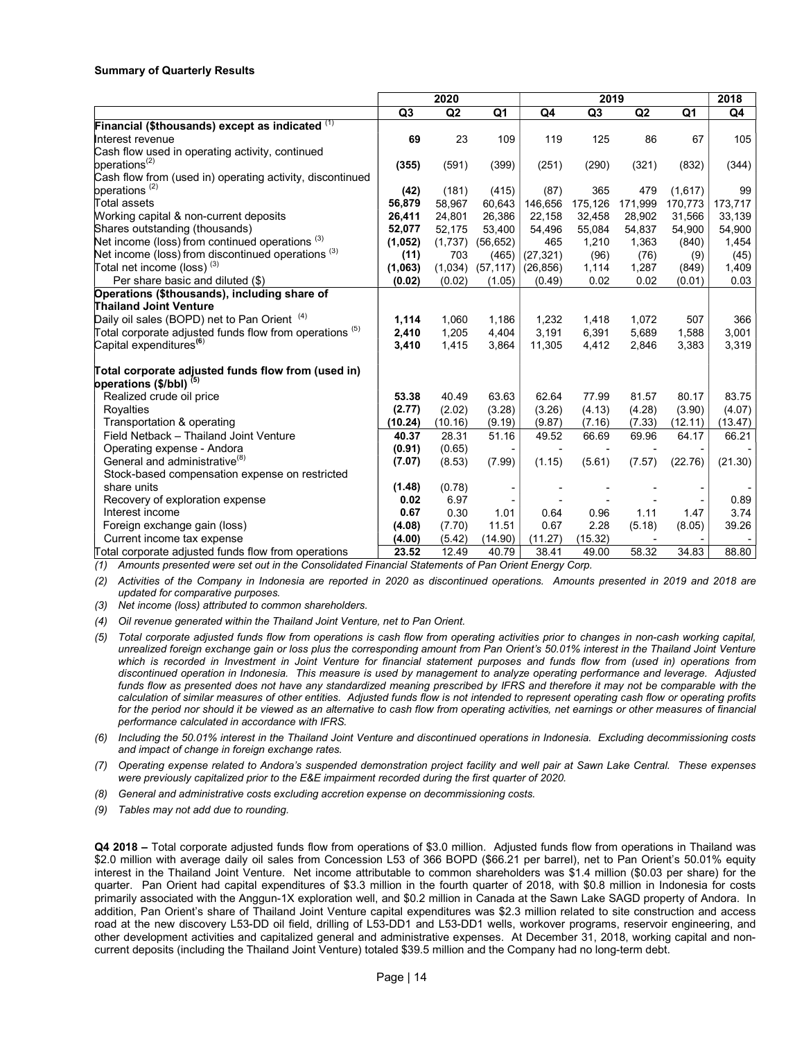**Summary of Quarterly Results**

| | 2020 | | | 2019 | | | | 2018 |
|---|---|---|---|---|---|---|---|---|
| | **Q3** | **Q2** | **Q1** | **Q4** | **Q3** | **Q2** | **Q1** | **Q4** |
| **Financial ($thousands) except as indicated** (1) | | | | | | | | |
| Interest revenue | **69** | 23 | 109 | 119 | 125 | 86 | 67 | 105 |
| Cash flow used in operating activity, continued operations(2) | **(355)** | (591) | (399) | (251) | (290) | (321) | (832) | (344) |
| Cash flow from (used in) operating activity, discontinued operations (2) | **(42)** | (181) | (415) | (87) | 365 | 479 | (1,617) | 99 |
| Total assets | **56,879** | 58,967 | 60,643 | 146,656 | 175,126 | 171,999 | 170,773 | 173,717 |
| Working capital & non-current deposits | **26,411** | 24,801 | 26,386 | 22,158 | 32,458 | 28,902 | 31,566 | 33,139 |
| Shares outstanding (thousands) | **52,077** | 52,175 | 53,400 | 54,496 | 55,084 | 54,837 | 54,900 | 54,900 |
| Net income (loss) from continued operations (3) | **(1,052)** | (1,737) | (56,652) | 465 | 1,210 | 1,363 | (840) | 1,454 |
| Net income (loss) from discontinued operations (3) | **(11)** | 703 | (465) | (27,321) | (96) | (76) | (9) | (45) |
| Total net income (loss) (3) | **(1,063)** | (1,034) | (57,117) | (26,856) | 1,114 | 1,287 | (849) | 1,409 |
| Per share basic and diluted ($) | **(0.02)** | (0.02) | (1.05) | (0.49) | 0.02 | 0.02 | (0.01) | 0.03 |
| **Operations ($thousands), including share of Thailand Joint Venture** | | | | | | | | |
| Daily oil sales (BOPD) net to Pan Orient (4) | **1,114** | 1,060 | 1,186 | 1,232 | 1,418 | 1,072 | 507 | 366 |
| Total corporate adjusted funds flow from operations (5) | **2,410** | 1,205 | 4,404 | 3,191 | 6,391 | 5,689 | 1,588 | 3,001 |
| Capital expenditures(6) | **3,410** | 1,415 | 3,864 | 11,305 | 4,412 | 2,846 | 3,383 | 3,319 |
| **Total corporate adjusted funds flow from (used in) operations ($/bbl)** (5) | | | | | | | | |
| Realized crude oil price | **53.38** | 40.49 | 63.63 | 62.64 | 77.99 | 81.57 | 80.17 | 83.75 |
| Royalties | **(2.77)** | (2.02) | (3.28) | (3.26) | (4.13) | (4.28) | (3.90) | (4.07) |
| Transportation & operating | **(10.24)** | (10.16) | (9.19) | (9.87) | (7.16) | (7.33) | (12.11) | (13.47) |
| Field Netback – Thailand Joint Venture | **40.37** | 28.31 | 51.16 | 49.52 | 66.69 | 69.96 | 64.17 | 66.21 |
| Operating expense - Andora | **(0.91)** | (0.65) | - | - | - | - | - | - |
| General and administrative(8) | **(7.07)** | (8.53) | (7.99) | (1.15) | (5.61) | (7.57) | (22.76) | (21.30) |
| Stock-based compensation expense on restricted share units | **(1.48)** | (0.78) | - | - | - | - | - | - |
| Recovery of exploration expense | **0.02** | 6.97 | - | - | - | - | - | 0.89 |
| Interest income | **0.67** | 0.30 | 1.01 | 0.64 | 0.96 | 1.11 | 1.47 | 3.74 |
| Foreign exchange gain (loss) | **(4.08)** | (7.70) | 11.51 | 0.67 | 2.28 | (5.18) | (8.05) | 39.26 |
| Current income tax expense | **(4.00)** | (5.42) | (14.90) | (11.27) | (15.32) | - | - | - |
| Total corporate adjusted funds flow from operations | **23.52** | 12.49 | 40.79 | 38.41 | 49.00 | 58.32 | 34.83 | 88.80 |

*(1) Amounts presented were set out in the Consolidated Financial Statements of Pan Orient Energy Corp.*

*(2) Activities of the Company in Indonesia are reported in 2020 as discontinued operations. Amounts presented in 2019 and 2018 are updated for comparative purposes.*

*(3) Net income (loss) attributed to common shareholders.*

*(4) Oil revenue generated within the Thailand Joint Venture, net to Pan Orient.*

*(5) Total corporate adjusted funds flow from operations is cash flow from operating activities prior to changes in non-cash working capital, unrealized foreign exchange gain or loss plus the corresponding amount from Pan Orient's 50.01% interest in the Thailand Joint Venture which is recorded in Investment in Joint Venture for financial statement purposes and funds flow from (used in) operations from discontinued operation in Indonesia. This measure is used by management to analyze operating performance and leverage. Adjusted funds flow as presented does not have any standardized meaning prescribed by IFRS and therefore it may not be comparable with the calculation of similar measures of other entities. Adjusted funds flow is not intended to represent operating cash flow or operating profits for the period nor should it be viewed as an alternative to cash flow from operating activities, net earnings or other measures of financial performance calculated in accordance with IFRS.*

*(6) Including the 50.01% interest in the Thailand Joint Venture and discontinued operations in Indonesia. Excluding decommissioning costs and impact of change in foreign exchange rates.*

*(7) Operating expense related to Andora's suspended demonstration project facility and well pair at Sawn Lake Central. These expenses were previously capitalized prior to the E&E impairment recorded during the first quarter of 2020.*

*(8) General and administrative costs excluding accretion expense on decommissioning costs.*

*(9) Tables may not add due to rounding.*

**Q4 2018 –** Total corporate adjusted funds flow from operations of $3.0 million. Adjusted funds flow from operations in Thailand was $2.0 million with average daily oil sales from Concession L53 of 366 BOPD ($66.21 per barrel), net to Pan Orient's 50.01% equity interest in the Thailand Joint Venture. Net income attributable to common shareholders was $1.4 million ($0.03 per share) for the quarter. Pan Orient had capital expenditures of $3.3 million in the fourth quarter of 2018, with $0.8 million in Indonesia for costs primarily associated with the Anggun-1X exploration well, and $0.2 million in Canada at the Sawn Lake SAGD property of Andora. In addition, Pan Orient's share of Thailand Joint Venture capital expenditures was $2.3 million related to site construction and access road at the new discovery L53-DD oil field, drilling of L53-DD1 and L53-DD1 wells, workover programs, reservoir engineering, and other development activities and capitalized general and administrative expenses. At December 31, 2018, working capital and non-current deposits (including the Thailand Joint Venture) totaled $39.5 million and the Company had no long-term debt.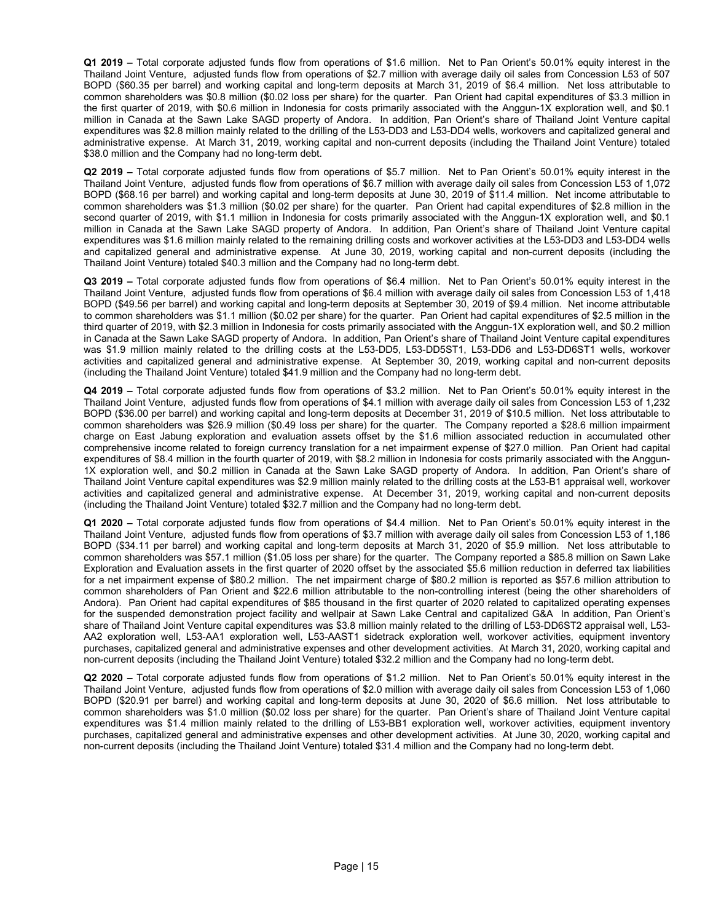**Q1 2019 –** Total corporate adjusted funds flow from operations of $1.6 million. Net to Pan Orient's 50.01% equity interest in the Thailand Joint Venture, adjusted funds flow from operations of $2.7 million with average daily oil sales from Concession L53 of 507 BOPD ($60.35 per barrel) and working capital and long-term deposits at March 31, 2019 of $6.4 million. Net loss attributable to common shareholders was $0.8 million ($0.02 loss per share) for the quarter. Pan Orient had capital expenditures of $3.3 million in the first quarter of 2019, with $0.6 million in Indonesia for costs primarily associated with the Anggun-1X exploration well, and $0.1 million in Canada at the Sawn Lake SAGD property of Andora. In addition, Pan Orient's share of Thailand Joint Venture capital expenditures was $2.8 million mainly related to the drilling of the L53-DD3 and L53-DD4 wells, workovers and capitalized general and administrative expense. At March 31, 2019, working capital and non-current deposits (including the Thailand Joint Venture) totaled $38.0 million and the Company had no long-term debt.

**Q2 2019 –** Total corporate adjusted funds flow from operations of $5.7 million. Net to Pan Orient's 50.01% equity interest in the Thailand Joint Venture, adjusted funds flow from operations of $6.7 million with average daily oil sales from Concession L53 of 1,072 BOPD ($68.16 per barrel) and working capital and long-term deposits at June 30, 2019 of $11.4 million. Net income attributable to common shareholders was $1.3 million ($0.02 per share) for the quarter. Pan Orient had capital expenditures of $2.8 million in the second quarter of 2019, with $1.1 million in Indonesia for costs primarily associated with the Anggun-1X exploration well, and $0.1 million in Canada at the Sawn Lake SAGD property of Andora. In addition, Pan Orient's share of Thailand Joint Venture capital expenditures was $1.6 million mainly related to the remaining drilling costs and workover activities at the L53-DD3 and L53-DD4 wells and capitalized general and administrative expense. At June 30, 2019, working capital and non-current deposits (including the Thailand Joint Venture) totaled $40.3 million and the Company had no long-term debt.

**Q3 2019 –** Total corporate adjusted funds flow from operations of $6.4 million. Net to Pan Orient's 50.01% equity interest in the Thailand Joint Venture, adjusted funds flow from operations of $6.4 million with average daily oil sales from Concession L53 of 1,418 BOPD ($49.56 per barrel) and working capital and long-term deposits at September 30, 2019 of $9.4 million. Net income attributable to common shareholders was $1.1 million ($0.02 per share) for the quarter. Pan Orient had capital expenditures of $2.5 million in the third quarter of 2019, with $2.3 million in Indonesia for costs primarily associated with the Anggun-1X exploration well, and $0.2 million in Canada at the Sawn Lake SAGD property of Andora. In addition, Pan Orient's share of Thailand Joint Venture capital expenditures was $1.9 million mainly related to the drilling costs at the L53-DD5, L53-DD5ST1, L53-DD6 and L53-DD6ST1 wells, workover activities and capitalized general and administrative expense. At September 30, 2019, working capital and non-current deposits (including the Thailand Joint Venture) totaled $41.9 million and the Company had no long-term debt.

**Q4 2019 –** Total corporate adjusted funds flow from operations of $3.2 million. Net to Pan Orient's 50.01% equity interest in the Thailand Joint Venture, adjusted funds flow from operations of $4.1 million with average daily oil sales from Concession L53 of 1,232 BOPD ($36.00 per barrel) and working capital and long-term deposits at December 31, 2019 of $10.5 million. Net loss attributable to common shareholders was $26.9 million ($0.49 loss per share) for the quarter. The Company reported a $28.6 million impairment charge on East Jabung exploration and evaluation assets offset by the $1.6 million associated reduction in accumulated other comprehensive income related to foreign currency translation for a net impairment expense of $27.0 million. Pan Orient had capital expenditures of $8.4 million in the fourth quarter of 2019, with $8.2 million in Indonesia for costs primarily associated with the Anggun-1X exploration well, and $0.2 million in Canada at the Sawn Lake SAGD property of Andora. In addition, Pan Orient's share of Thailand Joint Venture capital expenditures was $2.9 million mainly related to the drilling costs at the L53-B1 appraisal well, workover activities and capitalized general and administrative expense. At December 31, 2019, working capital and non-current deposits (including the Thailand Joint Venture) totaled $32.7 million and the Company had no long-term debt.

**Q1 2020 –** Total corporate adjusted funds flow from operations of $4.4 million. Net to Pan Orient's 50.01% equity interest in the Thailand Joint Venture, adjusted funds flow from operations of $3.7 million with average daily oil sales from Concession L53 of 1,186 BOPD ($34.11 per barrel) and working capital and long-term deposits at March 31, 2020 of $5.9 million. Net loss attributable to common shareholders was $57.1 million ($1.05 loss per share) for the quarter. The Company reported a $85.8 million on Sawn Lake Exploration and Evaluation assets in the first quarter of 2020 offset by the associated $5.6 million reduction in deferred tax liabilities for a net impairment expense of $80.2 million. The net impairment charge of $80.2 million is reported as $57.6 million attribution to common shareholders of Pan Orient and $22.6 million attributable to the non-controlling interest (being the other shareholders of Andora). Pan Orient had capital expenditures of $85 thousand in the first quarter of 2020 related to capitalized operating expenses for the suspended demonstration project facility and wellpair at Sawn Lake Central and capitalized G&A In addition, Pan Orient's share of Thailand Joint Venture capital expenditures was $3.8 million mainly related to the drilling of L53-DD6ST2 appraisal well, L53-AA2 exploration well, L53-AA1 exploration well, L53-AAST1 sidetrack exploration well, workover activities, equipment inventory purchases, capitalized general and administrative expenses and other development activities. At March 31, 2020, working capital and non-current deposits (including the Thailand Joint Venture) totaled $32.2 million and the Company had no long-term debt.

**Q2 2020 –** Total corporate adjusted funds flow from operations of $1.2 million. Net to Pan Orient's 50.01% equity interest in the Thailand Joint Venture, adjusted funds flow from operations of $2.0 million with average daily oil sales from Concession L53 of 1,060 BOPD ($20.91 per barrel) and working capital and long-term deposits at June 30, 2020 of $6.6 million. Net loss attributable to common shareholders was $1.0 million ($0.02 loss per share) for the quarter. Pan Orient's share of Thailand Joint Venture capital expenditures was $1.4 million mainly related to the drilling of L53-BB1 exploration well, workover activities, equipment inventory purchases, capitalized general and administrative expenses and other development activities. At June 30, 2020, working capital and non-current deposits (including the Thailand Joint Venture) totaled $31.4 million and the Company had no long-term debt.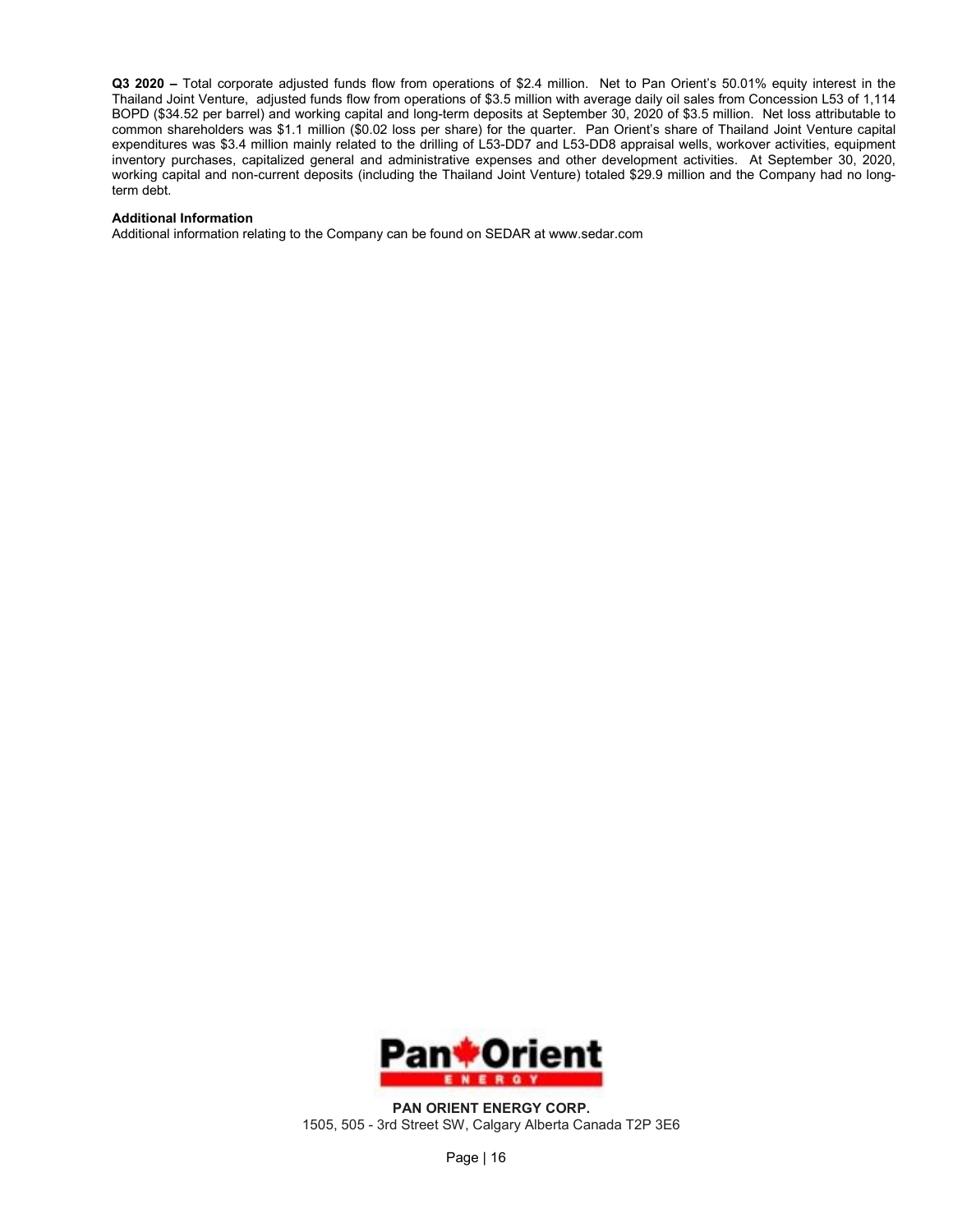**Q3 2020 –** Total corporate adjusted funds flow from operations of $2.4 million. Net to Pan Orient's 50.01% equity interest in the Thailand Joint Venture, adjusted funds flow from operations of $3.5 million with average daily oil sales from Concession L53 of 1,114 BOPD ($34.52 per barrel) and working capital and long-term deposits at September 30, 2020 of $3.5 million. Net loss attributable to common shareholders was $1.1 million ($0.02 loss per share) for the quarter. Pan Orient's share of Thailand Joint Venture capital expenditures was $3.4 million mainly related to the drilling of L53-DD7 and L53-DD8 appraisal wells, workover activities, equipment inventory purchases, capitalized general and administrative expenses and other development activities. At September 30, 2020, working capital and non-current deposits (including the Thailand Joint Venture) totaled $29.9 million and the Company had no long-term debt.

**Additional Information**

Additional information relating to the Company can be found on SEDAR at www.sedar.com

**PAN ORIENT ENERGY CORP.**
1505, 505 - 3rd Street SW, Calgary Alberta Canada T2P 3E6